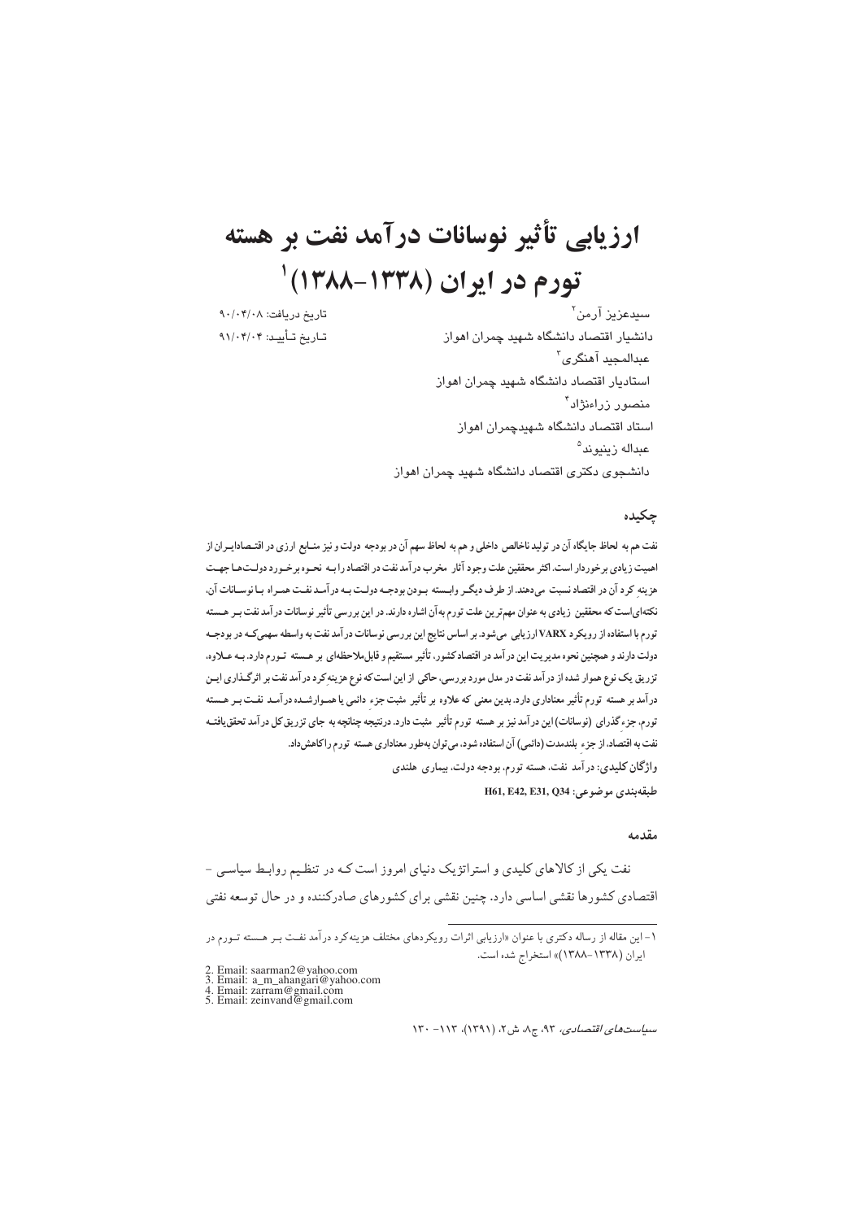# ارزیابی تأثیر نوسانات درآمد نفت بر هسته تورم در ایران (۱۳۸۸-۱۳۳۸)[1]

سیدعزیز آرمن[2]
دانشیار اقتصاد دانشگاه شهید چمران اهواز

عبدالمجید آهنگری[3]
استادیار اقتصاد دانشگاه شهید چمران اهواز

منصور زراءنژاد[4]
استاد اقتصاد دانشگاه شهیدچمران اهواز

عبداله زینیوند[5]
دانشجوی دکتری اقتصاد دانشگاه شهید چمران اهواز

تاریخ دریافت: ۹۰/۰۴/۰۸
تاریخ تأیید: ۹۱/۰۴/۰۴

## چکیده

نفت هم به لحاظ جایگاه آن در تولید ناخالص داخلی و هم به لحاظ سهم آن در بودجه دولت و نیز منابع ارزی در اقتصادایران از اهمیت زیادی برخوردار است. اکثر محققین علت وجود آثار مخرب درآمد نفت در اقتصاد را بـه نحـوه برخـورد دولـت‌هـا جهـت هزینه کرد آن در اقتصاد نسبت می‌دهند. از طرف دیگـر وابـسته بـودن بودجـه دولـت بـه درآمـد نفـت همـراه بـا نوسـانات آن، نکته‌ای‌است‌که محققین زیادی به عنوان مهم‌ترین علت تورم به‌آن اشاره دارند. در این بررسی تأثیر نوسانات درآمد نفت بـر هـسته تورم با استفاده از رویکرد VARX ارزیابی می‌شود. بر اساس نتایج این بررسی نوسانات درآمد نفت به واسطه سهمی‌که در بودجـه دولت دارند و همچنین نحوه مدیریت این درآمد در اقتصادکشور، تأثیر مستقیم و قابل‌ملاحظه‌ای بر هـسته تـورم دارد. بـه عـلاوه، تزریق یک نوع هموار شده از درآمد نفت در مدل مورد بررسی، حاکی از این است‌که نوع هزینه‌کرد درآمد نفت بر اثرگـذاری ایـن درآمد بر هسته تورم تأثیر معناداری دارد. بدین معنی که علاوه بر تأثیر مثبت جزء دائمی یا همـوارشـده درآمـد نفـت بـر هـسته تورم، جزء گذرای (نوسانات) این درآمد نیز بر هسته تورم تأثیر مثبت دارد. درنتیجه چنانچه به جای تزریق کل درآمد تحقق‌یافتـه نفت به اقتصاد، از جزء بلندمدت (دائمی) آن استفاده شود، می‌توان به‌طور معناداری هسته تورم را کاهش‌داد.

**واژگان کلیدی:** درآمد نفت، هسته تورم، بودجه دولت، بیماری هلندی

**طبقه‌بندی موضوعی:** H61, E42, E31, Q34

## مقدمه

نفت یکی از کالاهای کلیدی و استراتژیک دنیای امروز است کـه در تنظـیم روابـط سیاسـی - اقتصادی کشورها نقشی اساسی دارد. چنین نقشی برای کشورهای صادرکننده و در حال توسعه نفتی

---

۱- این مقاله از رساله دکتری با عنوان «ارزیابی اثرات رویکردهای مختلف هزینه‌کرد درآمد نفـت بـر هـسته تـورم در ایران (۱۳۸۸-۱۳۳۸)» استخراج شده است.

2. Email: saarman2@yahoo.com
3. Email: a_m_ahangari@yahoo.com
4. Email: zarram@gmail.com
5. Email: zeinvand@gmail.com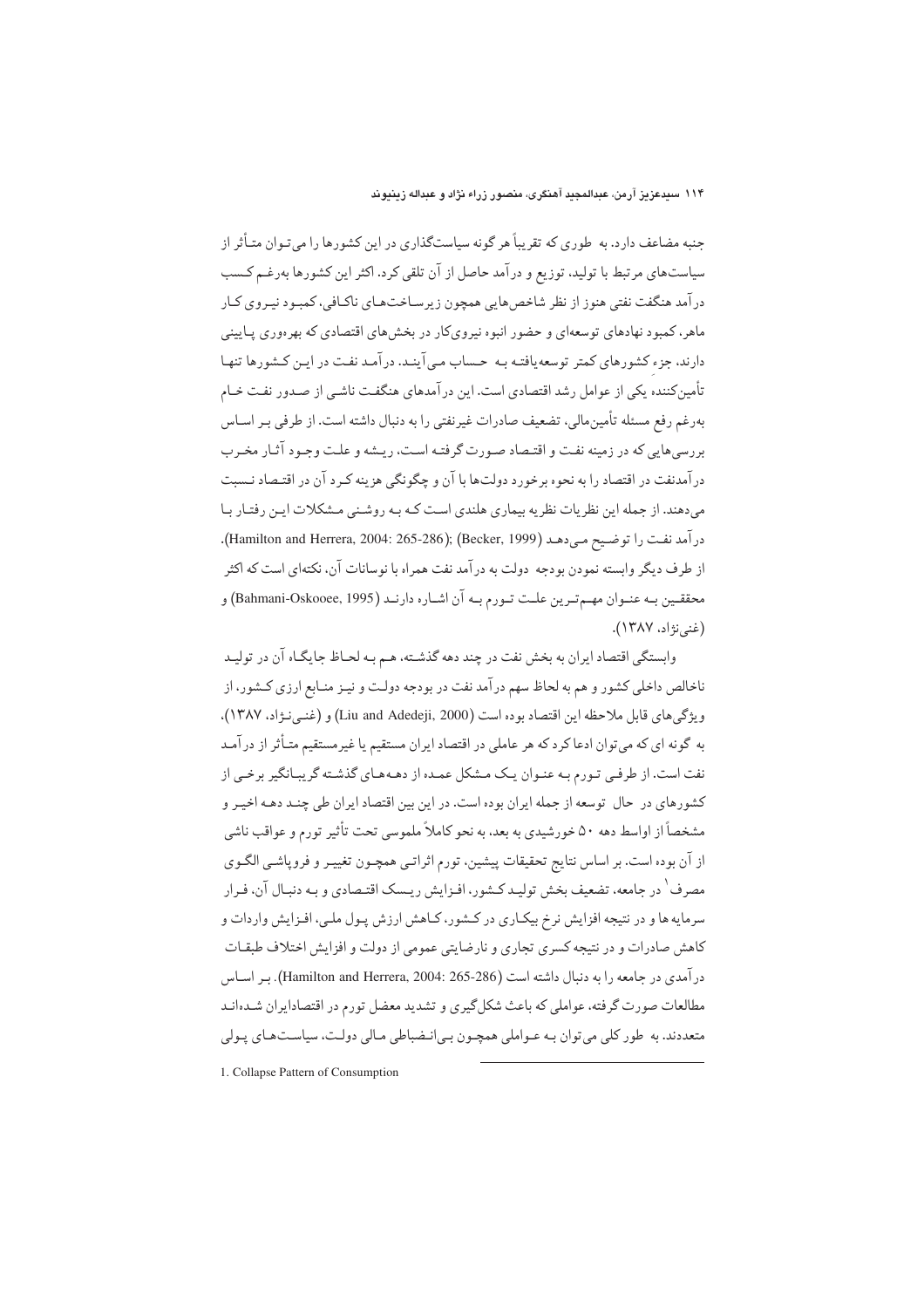جنبه مضاعف دارد. به طوری که تقریباً هر گونه سیاست‌گذاری در این کشورها را می‌توان متأثر از سیاست‌های مرتبط با تولید، توزیع و درآمد حاصل از آن تلقی کرد. اکثر این کشورها به‌رغم کسب درآمد هنگفت نفتی هنوز از نظر شاخص‌هایی همچون زیرساخت‌های ناکافی، کمبود نیروی کار ماهر، کمبود نهادهای توسعه‌ای و حضور انبوه نیروی‌کار در بخش‌های اقتصادی که بهره‌وری پایینی دارند، جزء کشورهای کمتر توسعه‌یافته به حساب می‌آیند. درآمد نفت در این کشورها تنها تأمین‌کننده یکی از عوامل رشد اقتصادی است. این درآمدهای هنگفت ناشی از صدور نفت خام به‌رغم رفع مسئله تأمین‌مالی، تضعیف صادرات غیرنفتی را به دنبال داشته است. از طرفی بر اساس بررسی‌هایی که در زمینه نفت و اقتصاد صورت گرفته است، ریشه و علت وجود آثار مخرب درآمدنفت در اقتصاد را به نحوه برخورد دولت‌ها با آن و چگونگی هزینه کرد آن در اقتصاد نسبت می‌دهند. از جمله این نظریات نظریه بیماری هلندی است که به روشنی مشکلات این رفتار با درآمد نفت را توضیح می‌دهد (Becker, 1999); (Hamilton and Herrera, 2004: 265-286). از طرف دیگر وابسته نمودن بودجه دولت به درآمد نفت همراه با نوسانات آن، نکته‌ای است که اکثر محققین به عنوان مهم‌ترین علت تورم به آن اشاره دارند (Bahmani-Oskooee, 1995) و (غنی‌نژاد، ۱۳۸۷).

وابستگی اقتصاد ایران به بخش نفت در چند دهه گذشته، هم به لحاظ جایگاه آن در تولید ناخالص داخلی کشور و هم به لحاظ سهم درآمد نفت در بودجه دولت و نیز منابع ارزی کشور، از ویژگی‌های قابل ملاحظه این اقتصاد بوده است (Liu and Adedeji, 2000) و (غنی‌نژاد، ۱۳۸۷)، به گونه ای که می‌توان ادعا کرد که هر عاملی در اقتصاد ایران مستقیم یا غیرمستقیم متأثر از درآمد نفت است. از طرفی تورم به عنوان یک مشکل عمده از دهه‌های گذشته گریبانگیر برخی از کشورهای در حال توسعه از جمله ایران بوده است. در این بین اقتصاد ایران طی چند دهه اخیر و مشخصاً از اواسط دهه ۵۰ خورشیدی به بعد، به نحو کاملاً ملموسی تحت تأثیر تورم و عواقب ناشی از آن بوده است. بر اساس نتایج تحقیقات پیشین، تورم اثراتی همچون تغییر و فروپاشی الگوی مصرف[1] در جامعه، تضعیف بخش تولید کشور، افزایش ریسک اقتصادی و به دنبال آن، فرار سرمایه ها و در نتیجه افزایش نرخ بیکاری در کشور، کاهش ارزش پول ملی، افزایش واردات و کاهش صادرات و در نتیجه کسری تجاری و نارضایتی عمومی از دولت و افزایش اختلاف طبقات درآمدی در جامعه را به دنبال داشته است (Hamilton and Herrera, 2004: 265-286). بر اساس مطالعات صورت گرفته، عواملی که باعث شکل‌گیری و تشدید معضل تورم در اقتصادایران شده‌اند متعددند. به طور کلی می‌توان به عواملی همچون بی‌انضباطی مالی دولت، سیاست‌های پولی

1. Collapse Pattern of Consumption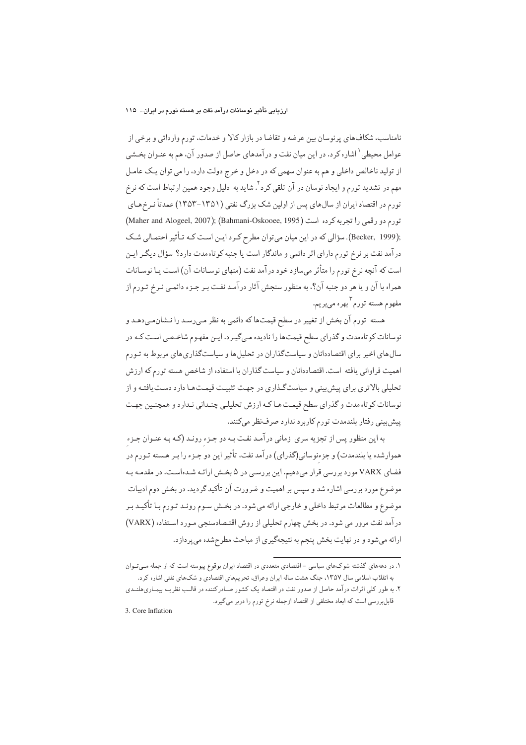نامناسب، شکاف‌های پرنوسان بین عرضه و تقاضا در بازار کالا و خدمات، تورم وارداتی و برخی از عوامل محیطی[1] اشاره کرد. در این میان نفت و درآمدهای حاصل از صدور آن، هم به عنوان بخشی از تولید ناخالص داخلی و هم به عنوان سهمی که در دخل و خرج دولت دارد، را می توان یک عامل مهم در تشدید تورم و ایجاد نوسان در آن تلقی کرد[2]. شاید به دلیل وجود همین ارتباط است که نرخ تورم در اقتصاد ایران از سال‌های پس از اولین شک بزرگ نفتی (۱۳۵۱-۱۳۵۳) عمدتاً نرخ‌های تورم دو رقمی را تجربه کرده است (Maher and Alogeel, 2007); (Bahmani-Oskooee, 1995); (Becker, 1999). سؤالی که در این میان می‌توان مطرح کرد این است که تأثیر احتمالی شک درآمد نفت بر نرخ تورم دارای اثر دائمی و ماندگار است یا جنبه کوتاه‌مدت دارد؟ سؤال دیگر این است که آنچه نرخ تورم را متأثر می‌سازد خود درآمد نفت (منهای نوسانات آن) است یا نوسانات همراه با آن و یا هر دو جنبه آن؟، به منظور سنجش آثار درآمد نفت بر جزء دائمی نرخ تورم از مفهوم هسته تورم[3] بهره می‌بریم.

هسته تورم آن بخش از تغییر در سطح قیمت‌ها که دائمی به نظر می‌رسد را نشان‌می‌دهد و نوسانات کوتاه‌مدت و گذرای سطح قیمت‌ها را نادیده می‌گیرد. این مفهوم شاخصی است که در سال‌های اخیر برای اقتصاددانان و سیاست‌گذاران در تحلیل‌ها و سیاست‌گذاری‌های مربوط به تورم اهمیت فراوانی یافته است. اقتصاددانان و سیاست گذاران با استفاده از شاخص هسته تورم که ارزش تحلیلی بالاتری برای پیش‌بینی و سیاست‌گذاری در جهت تثبیت قیمت‌ها دارد دست‌یافته و از نوسانات کوتاه مدت و گذرای سطح قیمت ها که ارزش تحلیلی چندانی ندارد و همچنین جهت پیش‌بینی رفتار بلندمدت تورم کاربرد ندارد صرف‌نظر می‌کنند.

به این منظور پس از تجزیه سری زمانی درآمد نفت به دو جزء روند (که به عنوان جزء هموارشده یا بلندمدت) و جزءنوسانی(گذرای) درآمد نفت، تأثیر این دو جزء را بر هسته تورم در فضای VARX مورد بررسی قرار می‌دهیم. این بررسی در ۵ بخش ارائه شده‌است. در مقدمه به موضوع مورد بررسی اشاره شد و سپس بر اهمیت و ضرورت آن تأکید گردید. در بخش دوم ادبیات موضوع و مطالعات مرتبط داخلی و خارجی ارائه می شود. در بخش سوم روند تورم با تأکید بر درآمد نفت مرور می شود. در بخش چهارم تحلیلی از روش اقتصادسنجی مورد استفاده (VARX) ارائه می‌شود و در نهایت بخش پنجم به نتیجه‌گیری از مباحث مطرح‌شده می‌پردازد.

---

۱. در دهه‌های گذشته شوک‌های سیاسی - اقتصادی متعددی در اقتصاد ایران بوقوع پیوسته است که از جمله می‌توان به انقلاب اسلامی سال ۱۳۵۷، جنگ هشت ساله ایران وعراق، تحریم‌های اقتصادی و شک‌های نفتی اشاره کرد.

۲. به طور کلی اثرات درآمد حاصل از صدور نفت در اقتصاد یک کشور صادرکننده در قالب نظریه بیماری‌هلندی قابل‌بررسی است که ابعاد مختلفی از اقتصاد ازجمله نرخ تورم را دربر می‌گیرد.

3. Core Inflation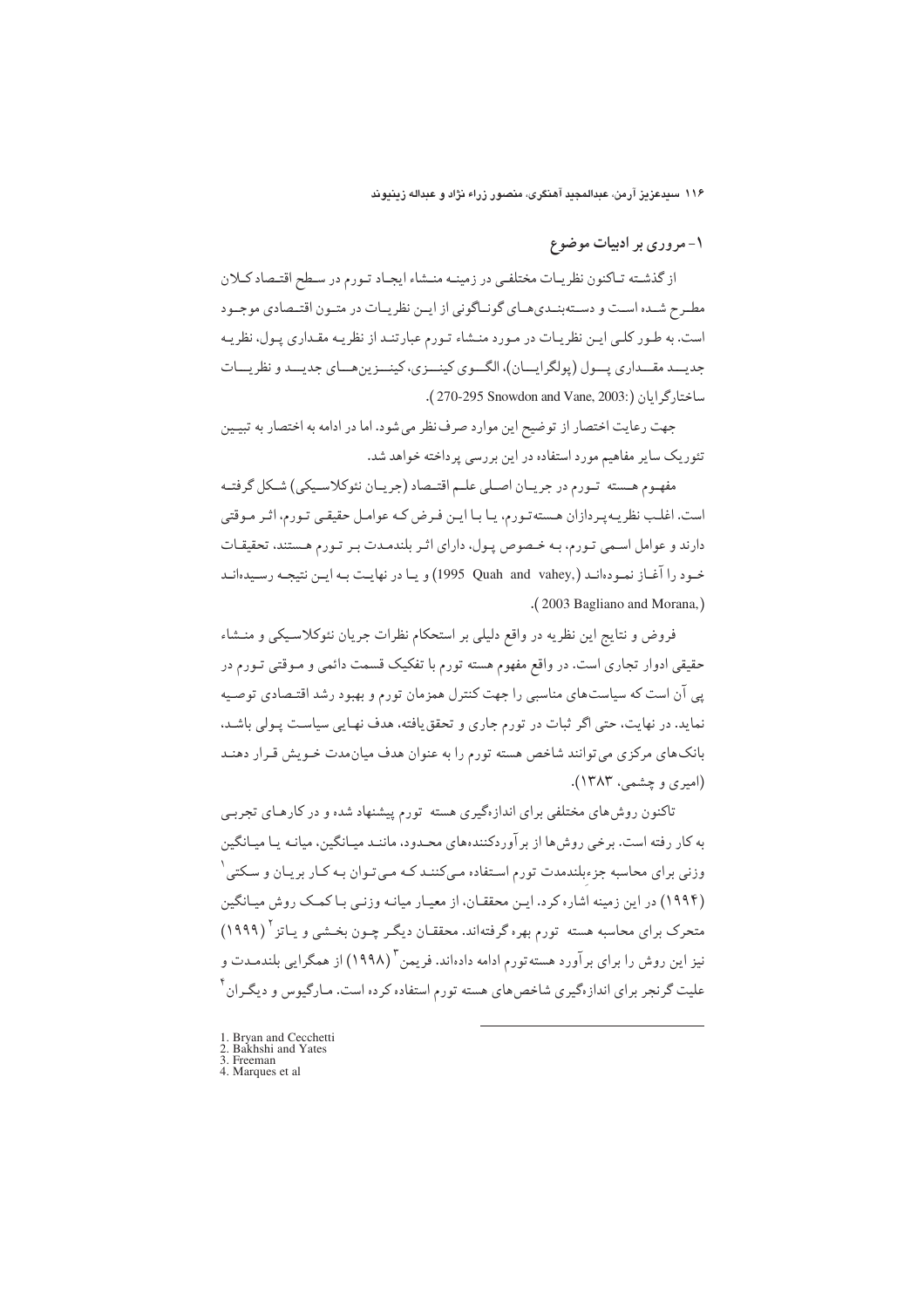## ۱- مروری بر ادبیات موضوع

از گذشته تاکنون نظریات مختلفی در زمینه منشاء ایجاد تورم در سطح اقتصاد کلان مطرح شده است و دسته‌بندی‌های گوناگونی از این نظریات در متون اقتصادی موجود است. به طور کلی این نظریات در مورد منشاء تورم عبارتند از نظریه مقداری پول، نظریه جدید مقداری پول (پولگرایان)، الگوی کینزی، کینزین‌های جدید و نظریات ساختارگرایان (Snowdon and Vane, 2003: 270-295).

جهت رعایت اختصار از توضیح این موارد صرف نظر می‌شود. اما در ادامه به اختصار به تبیین تئوریک سایر مفاهیم مورد استفاده در این بررسی پرداخته خواهد شد.

مفهوم هسته تورم در جریان اصلی علم اقتصاد (جریان نئوکلاسیکی) شکل گرفته است. اغلب نظریه‌پردازان هسته‌تورم، یا با این فرض که عوامل حقیقی تورم، اثر موقتی دارند و عوامل اسمی تورم، به خصوص پول، دارای اثر بلندمدت بر تورم هستند، تحقیقات خود را آغاز نموده‌اند (Quah and vahey, 1995) و یا در نهایت به این نتیجه رسیده‌اند (Bagliano and Morana, 2003).

فروض و نتایج این نظریه در واقع دلیلی بر استحکام نظرات جریان نئوکلاسیکی و منشاء حقیقی ادوار تجاری است. در واقع مفهوم هسته تورم با تفکیک قسمت دائمی و موقتی تورم در پی آن است که سیاست‌های مناسبی را جهت کنترل همزمان تورم و بهبود رشد اقتصادی توصیه نماید. در نهایت، حتی اگر ثبات در تورم جاری و تحقق‌یافته، هدف نهایی سیاست پولی باشد، بانک‌های مرکزی می‌توانند شاخص هسته تورم را به عنوان هدف میان‌مدت خویش قرار دهند (امیری و چشمی، ۱۳۸۳).

تاکنون روش‌های مختلفی برای اندازه‌گیری هسته تورم پیشنهاد شده و در کارهای تجربی به کار رفته است. برخی روش‌ها از برآوردکننده‌های محدود، مانند میانگین، میانه یا میانگین وزنی برای محاسبه جزءبلندمدت تورم استفاده می‌کنند که می‌توان به کار بریان و سکتی[1] (۱۹۹۴) در این زمینه اشاره کرد. این محققان، از معیار میانه وزنی با کمک روش میانگین متحرک برای محاسبه هسته تورم بهره گرفته‌اند. محققان دیگر چون بخشی و یاتز[2] (۱۹۹۹) نیز این روش را برای برآورد هسته‌تورم ادامه داده‌اند. فریمن[3] (۱۹۹۸) از همگرایی بلندمدت و علیت گرنجر برای اندازه‌گیری شاخص‌های هسته تورم استفاده کرده است. مارگیوس و دیگران[4]

---

1. Bryan and Cecchetti
2. Bakhshi and Yates
3. Freeman
4. Marques et al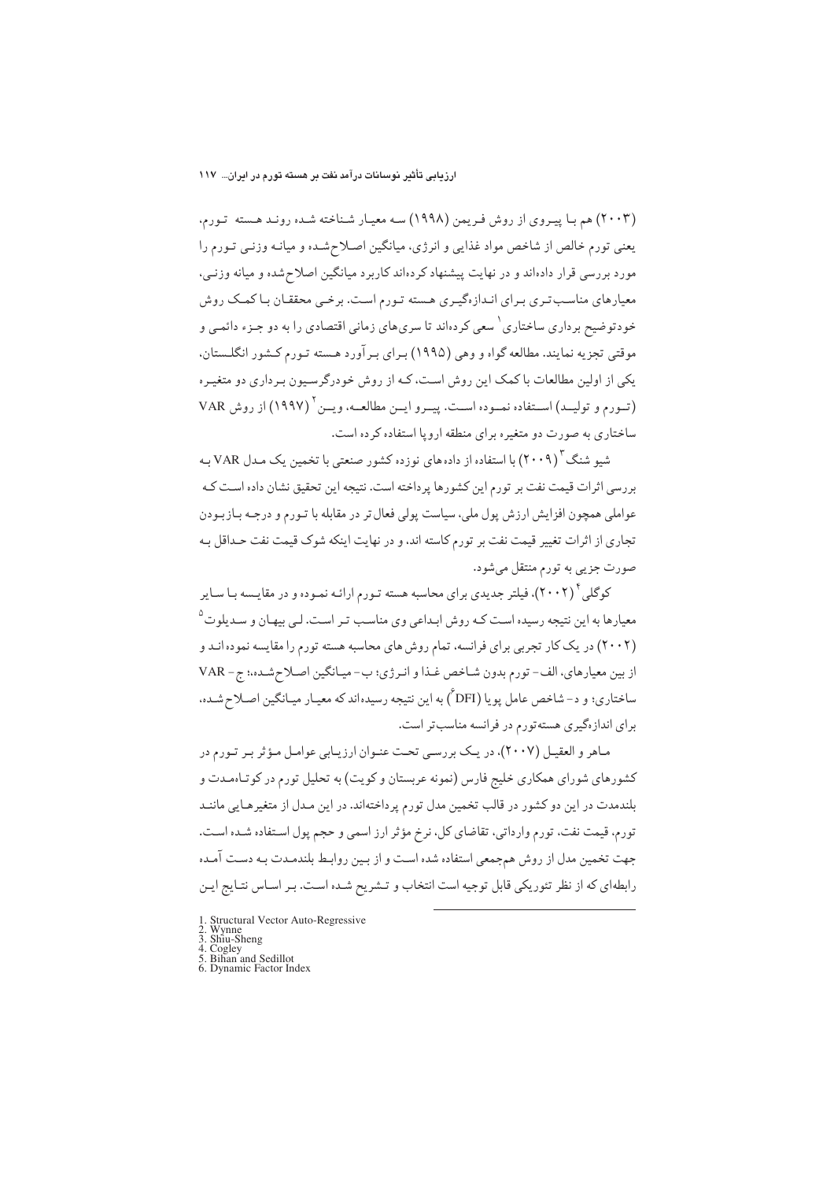(۲۰۰۳) هم بـا پیـروی از روش فـریمن (۱۹۹۸) سـه معیـار شـناخته شـده رونـد هـسته تـورم، یعنی تورم خالص از شاخص مواد غذایی و انرژی، میانگین اصلاح‌شده و میانـه وزنـی تـورم را مورد بررسی قرار داده‌اند و در نهایت پیشنهاد کرده‌اند کاربرد میانگین اصلاح‌شده و میانه وزنـی، معیارهای مناسب‌تری بـرای انـدازه‌گیـری هـسته تـورم اسـت. برخـی محققـان بـا کمـک روش خودتوضیح برداری ساختاری[1] سعی کرده‌اند تا سری‌های زمانی اقتصادی را به دو جـزء دائمـی و موقتی تجزیه نمایند. مطالعه گواه و وهی (۱۹۹۵) بـرای بـرآورد هـسته تـورم کـشور انگلـستان، یکی از اولین مطالعات با کمک این روش اسـت، کـه از روش خودرگرسـیون بـرداری دو متغیـره (تـورم و تولیـد) اسـتفاده نمـوده اسـت. پیـرو ایـن مطالعـه، ویـن[2] (۱۹۹۷) از روش VAR ساختاری به صورت دو متغیره برای منطقه اروپا استفاده کرده است.

شیو شنگ[3] (۲۰۰۹) با استفاده از داده‌های نوزده کشور صنعتی با تخمین یک مـدل VAR بـه بررسی اثرات قیمت نفت بر تورم این کشورها پرداخته است. نتیجه این تحقیق نشان داده اسـت کـه عواملی همچون افزایش ارزش پول ملی، سیاست پولی فعال‌تر در مقابله با تـورم و درجـه بـازبـودن تجاری از اثرات تغییر قیمت نفت بر تورم کاسته اند، و در نهایت اینکه شوک قیمت نفت حـداقل بـه صورت جزیی به تورم منتقل می‌شود.

کوگلی[4] (۲۰۰۲)، فیلتر جدیدی برای محاسبه هسته تـورم ارائـه نمـوده و در مقایـسه بـا سـایر معیارها به این نتیجه رسیده اسـت کـه روش ابـداعی وی مناسـب تـر اسـت. لـی بیهـان و سـدیلوت[5] (۲۰۰۲) در یک کار تجربی برای فرانسه، تمام روش‌های محاسبه هسته تورم را مقایسه نموده‌انـد و از بین معیارهای، الف- تورم بدون شـاخص غـذا و انـرژی؛ ب- میـانگین اصـلاح‌شـده؛ ج- VAR ساختاری؛ و د- شاخص عامل پویا (DFI[6]) به این نتیجه رسیده‌اند که معیـار میـانگین اصـلاح‌شـده، برای اندازه‌گیری هسته‌تورم در فرانسه مناسب‌تر است.

مـاهر و العقیـل (۲۰۰۷)، در یـک بررسـی تحـت عنـوان ارزیـابی عوامـل مـؤثر بـر تـورم در کشورهای شورای همکاری خلیج فارس (نمونه عربستان و کویت) به تحلیل تورم در کوتـاه‌مـدت و بلندمدت در این دو کشور در قالب تخمین مدل تورم پرداخته‌اند. در این مـدل از متغیرهـایی ماننـد تورم، قیمت نفت، تورم وارداتی، تقاضای کل، نرخ مؤثر ارز اسمی و حجم پول اسـتفاده شـده اسـت. جهت تخمین مدل از روش هم‌جمعی استفاده شده است و از بـین روابـط بلندمـدت بـه دسـت آمـده رابطه‌ای که از نظر تئوریکی قابل توجیه است انتخاب و تـشریح شـده اسـت. بـر اسـاس نتـایج ایـن

---

1. Structural Vector Auto-Regressive
2. Wynne
3. Shiu-Sheng
4. Cogley
5. Bihan and Sedillot
6. Dynamic Factor Index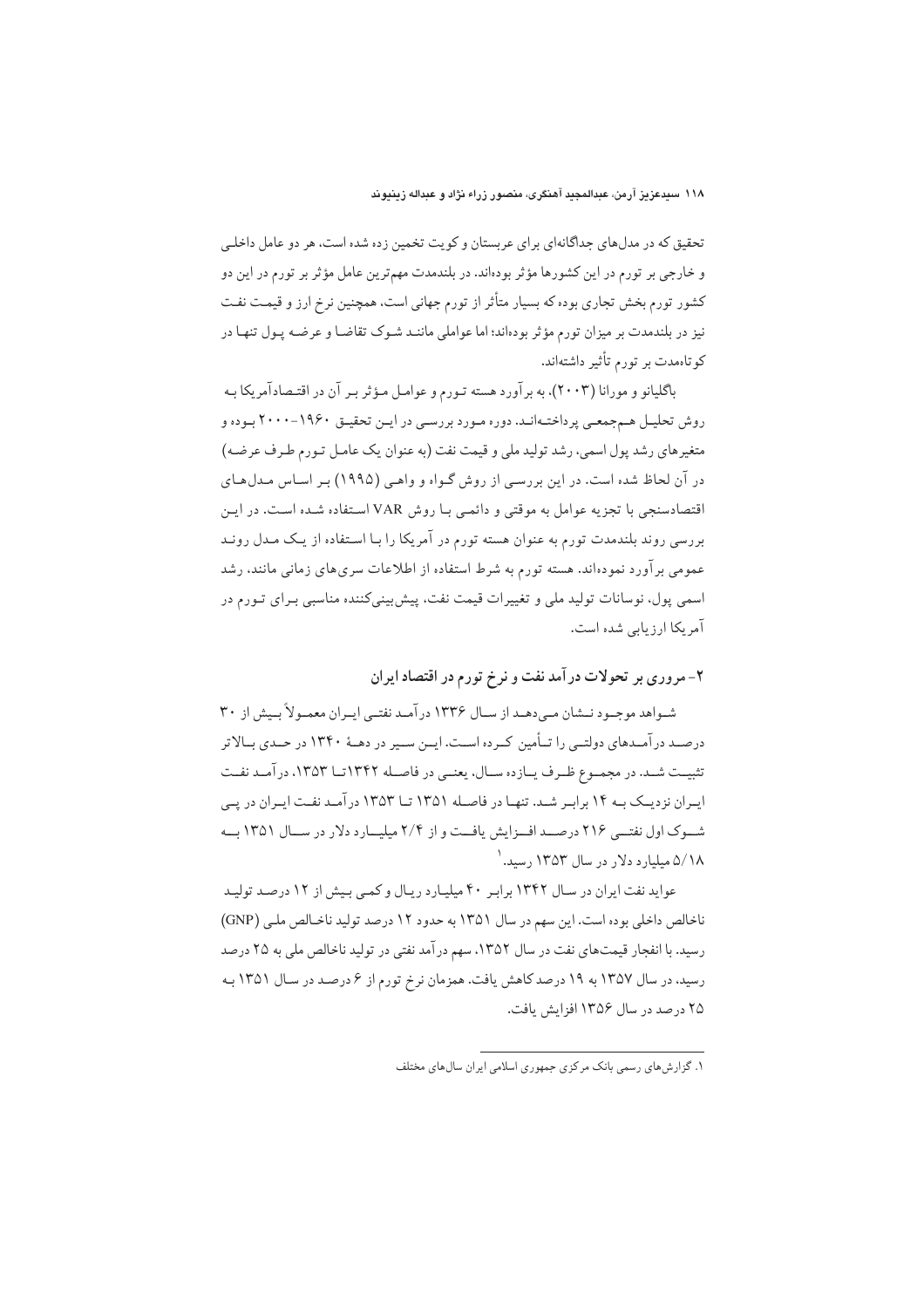تحقیق که در مدل‌های جداگانه‌ای برای عربستان و کویت تخمین زده شده است، هر دو عامل داخلی و خارجی بر تورم در این کشورها مؤثر بوده‌اند. در بلندمدت مهم‌ترین عامل مؤثر بر تورم در این دو کشور تورم بخش تجاری بوده که بسیار متأثر از تورم جهانی است، همچنین نرخ ارز و قیمت نفت نیز در بلندمدت بر میزان تورم مؤثر بوده‌اند؛ اما عواملی مانند شوک تقاضا و عرضه پول تنها در کوتاه‌مدت بر تورم تأثیر داشته‌اند.

باگلیانو و مورانا (۲۰۰۳)، به برآورد هسته تورم و عوامل مؤثر بر آن در اقتصادآمریکا به روش تحلیل هم‌جمعی پرداخته‌اند. دوره مورد بررسی در این تحقیق ۱۹۶۰-۲۰۰۰ بوده و متغیرهای رشد پول اسمی، رشد تولید ملی و قیمت نفت (به عنوان یک عامل تورم طرف عرضه) در آن لحاظ شده است. در این بررسی از روش گواه و واهی (۱۹۹۵) بر اساس مدل‌های اقتصادسنجی با تجزیه عوامل به موقتی و دائمی با روش VAR استفاده شده است. در این بررسی روند بلندمدت تورم به عنوان هسته تورم در آمریکا را با استفاده از یک مدل روند عمومی برآورد نموده‌اند. هسته تورم به شرط استفاده از اطلاعات سری‌های زمانی مانند، رشد اسمی پول، نوسانات تولید ملی و تغییرات قیمت نفت، پیش‌بینی‌کننده مناسبی برای تورم در آمریکا ارزیابی شده است.

## ۲- مروری بر تحولات درآمد نفت و نرخ تورم در اقتصاد ایران

شواهد موجود نشان می‌دهد از سال ۱۳۳۶ درآمد نفتی ایران معمولاً بیش از ۳۰ درصد درآمدهای دولتی را تأمین کرده است. این سیر در دهۀ ۱۳۴۰ در حدی بالاتر تثبیت شد. در مجموع ظرف یازده سال، یعنی در فاصله ۱۳۴۲تا ۱۳۵۳، درآمد نفت ایران نزدیک به ۱۴ برابر شد. تنها در فاصله ۱۳۵۱ تا ۱۳۵۳ درآمد نفت ایران در پی شوک اول نفتی ۲۱۶ درصد افزایش یافت و از ۲/۴ میلیارد دلار در سال ۱۳۵۱ به ۵/۱۸ میلیارد دلار در سال ۱۳۵۳ رسید.[۱]

عواید نفت ایران در سال ۱۳۴۲ برابر ۴۰ میلیارد ریال و کمی بیش از ۱۲ درصد تولید ناخالص داخلی بوده است. این سهم در سال ۱۳۵۱ به حدود ۱۲ درصد تولید ناخالص ملی (GNP) رسید. با انفجار قیمت‌های نفت در سال ۱۳۵۲، سهم درآمد نفتی در تولید ناخالص ملی به ۲۵ درصد رسید، در سال ۱۳۵۷ به ۱۹ درصد کاهش یافت. همزمان نرخ تورم از ۶ درصد در سال ۱۳۵۱ به ۲۵ درصد در سال ۱۳۵۶ افزایش یافت.

---

۱. گزارش‌های رسمی بانک مرکزی جمهوری اسلامی ایران سال‌های مختلف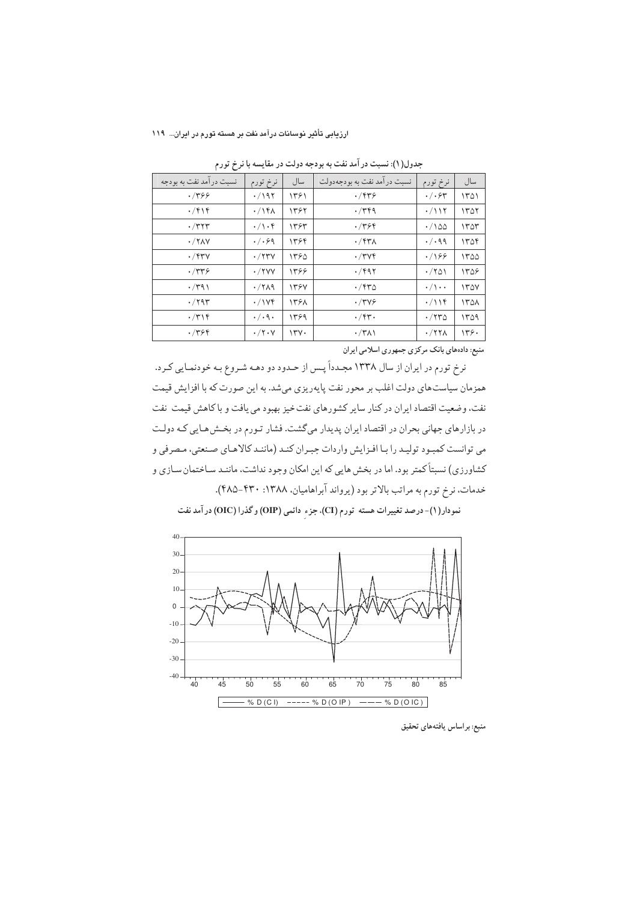جدول(۱): نسبت درآمد نفت به بودجه دولت در مقایسه با نرخ تورم

| سال | نرخ تورم | نسبت درآمد نفت به بودجه‌دولت | سال | نرخ تورم | نسبت درآمد نفت به بودجه |
|---|---|---|---|---|---|
| ۱۳۵۱ | ۰/۰۶۳ | ۰/۴۳۶ | ۱۳۶۱ | ۰/۱۹۲ | ۰/۳۶۶ |
| ۱۳۵۲ | ۰/۱۱۲ | ۰/۳۴۹ | ۱۳۶۲ | ۰/۱۴۸ | ۰/۴۱۴ |
| ۱۳۵۳ | ۰/۱۵۵ | ۰/۳۶۴ | ۱۳۶۳ | ۰/۱۰۴ | ۰/۳۲۳ |
| ۱۳۵۴ | ۰/۰۹۹ | ۰/۴۳۸ | ۱۳۶۴ | ۰/۰۶۹ | ۰/۲۸۷ |
| ۱۳۵۵ | ۰/۱۶۶ | ۰/۳۷۴ | ۱۳۶۵ | ۰/۲۳۷ | ۰/۴۳۷ |
| ۱۳۵۶ | ۰/۲۵۱ | ۰/۴۹۲ | ۱۳۶۶ | ۰/۲۷۷ | ۰/۳۳۶ |
| ۱۳۵۷ | ۰/۱۰۰ | ۰/۴۳۵ | ۱۳۶۷ | ۰/۲۸۹ | ۰/۳۹۱ |
| ۱۳۵۸ | ۰/۱۱۴ | ۰/۳۷۶ | ۱۳۶۸ | ۰/۱۷۴ | ۰/۲۹۳ |
| ۱۳۵۹ | ۰/۲۳۵ | ۰/۴۳۰ | ۱۳۶۹ | ۰/۰۹۰ | ۰/۳۱۴ |
| ۱۳۶۰ | ۰/۲۲۸ | ۰/۳۸۱ | ۱۳۷۰ | ۰/۲۰۷ | ۰/۳۶۴ |

منبع: داده‌های بانک مرکزی جمهوری اسلامی ایران

نرخ تورم در ایران از سال ۱۳۳۸ مجدداً پس از حدود دو دهه شروع به خودنمایی کرد. همزمان سیاست‌های دولت اغلب بر محور نفت پایه‌ریزی می‌شد. به این صورت که با افزایش قیمت نفت، وضعیت اقتصاد ایران در کنار سایر کشورهای نفت‌خیز بهبود می‌یافت و با کاهش قیمت نفت در بازارهای جهانی بحران در اقتصاد ایران پدیدار می‌گشت. فشار تورم در بخش‌هایی که دولت می‌توانست کمبود تولید را با افزایش واردات جبران کند (مانند کالاهای صنعتی، مصرفی و کشاورزی) نسبتاً کمتر بود. اما در بخش‌هایی که این امکان وجود نداشت، مانند ساختمان‌سازی و خدمات، نرخ تورم به مراتب بالاتر بود (یرواند آبراهامیان، ۱۳۸۸: ۴۳۰-۴۸۵).

**نمودار(۱)- درصد تغییرات هسته تورم (CI)، جزء دائمی (OIP) و گذرا (OIC) درآمد نفت**

منبع: براساس یافته‌های تحقیق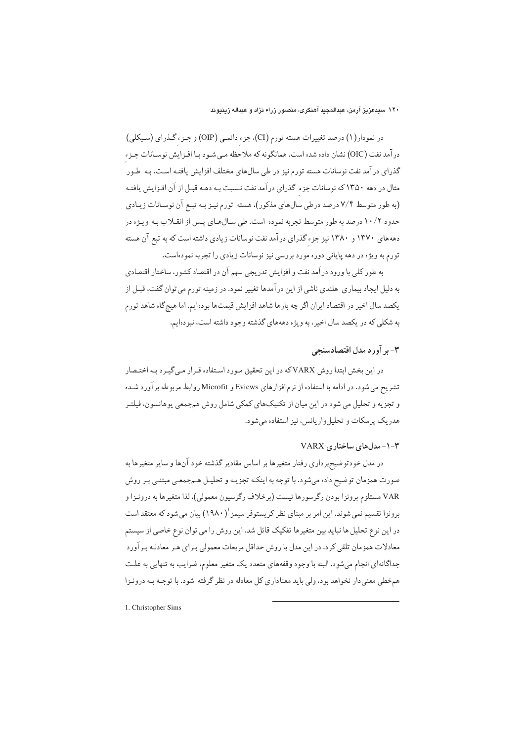در نمودار(۱) درصد تغییرات هسته تورم (CI)، جزء دائمی (OIP) و جـزء گـذرای (سـیکلی) درآمد نفت (OIC) نشان داده شده است. همانگونه که ملاحظه مـی شـود بـا افـزایش نوسـانات جـزء گذرای درآمد نفت نوسانات هسته تورم نیز در طی سال‌های مختلف افزایش یافتـه اسـت. بـه طـور مثال در دهه ۱۳۵۰ که نوسانات جزء گذرای درآمد نفت نـسبت بـه دهـه قبـل از آن افـزایش یافتـه (به طور متوسط ۷/۴ درصد درطی سال‌های مذکور)، هسته تورم نیـز بـه تبـع آن نوسـانات زیـادی حدود ۱۰/۲ درصد به طور متوسط تجربه نموده است. طی سـال‌هـای پـس از انقـلاب بـه ویـژه در دهه‌های ۱۳۷۰ و ۱۳۸۰ نیز جزء گذرای درآمد نفت نوسانات زیادی داشته است که به تبع آن هسته تورم به ویژه در دهه پایانی دوره مورد بررسی نیز نوسانات زیادی را تجربه نموده‌است.

به طور کلی با ورود درآمد نفت و افزایش تدریجی سهم آن در اقتصاد کشور، ساختار اقتصادی به دلیل ایجاد بیماری هلندی ناشی از این درآمدها تغییر نمود. در زمینه تورم می‌توان گفت، قبـل از یکصد سال اخیر در اقتصاد ایران اگر چه بارها شاهد افزایش قیمت‌ها بوده‌ایم. اما هیچ‌گاه شاهد تورم به شکلی که در یکصد سال اخیر، به ویژه دهه‌های گذشته وجود داشته است، نبوده‌ایم.

## ۳- برآورد مدل اقتصادسنجی

در این بخش ابتدا روش VARX که در این تحقیق مـورد اسـتفاده قـرار مـی‌گیـرد بـه اختـصار تشریح می‌شود. در ادامه با استفاده از نرم‌افزارهای Eviews و Microfit روابط مربوطه برآورد شـده و تجزیه و تحلیل می‌شود در این میان از تکنیک‌های کمکی شامل روش هم‌جمعی یوهانسون، فیلتـر هدریک پرسکات و تحلیل‌واریانس، نیز استفاده می‌شود.

### ۳-۱- مدل‌های ساختاری VARX

در مدل خودتوضیح‌برداری رفتار متغیرها بر اساس مقادیر گذشته خود آن‌ها و سایر متغیرها به صورت همزمان توضیح داده می‌شود. با توجه به اینکـه تجزیـه و تحلیـل هـم‌جمعـی مبتنـی بـر روش VAR مستلزم برونزا بودن رگرسورها نیست (برخلاف رگرسیون معمولی)، لذا متغیرها به درونـزا و برونزا تقسیم نمی شوند. این امر بر مبنای نظر کریستوفر سیمز[1] (۱۹۸۰) بیان می شود که معتقد است در این نوع تحلیل ها نباید بین متغیرها تفکیک قائل شد. این روش را می توان نوع خاصی از سیستم معادلات همزمان تلقی کرد. در این مدل با روش حداقل مربعات معمولی بـرای هـر معادلـه بـرآورد جداگانه‌ای انجام می‌شود. البته با وجود وقفه‌های متعدد یک متغیر معلوم، ضرایب به تنهایی به علـت هم‌خطی معنی‌دار نخواهد بود، ولی باید معناداری کل معادله در نظر گرفته شود. با توجـه بـه درونـزا

1. Christopher Sims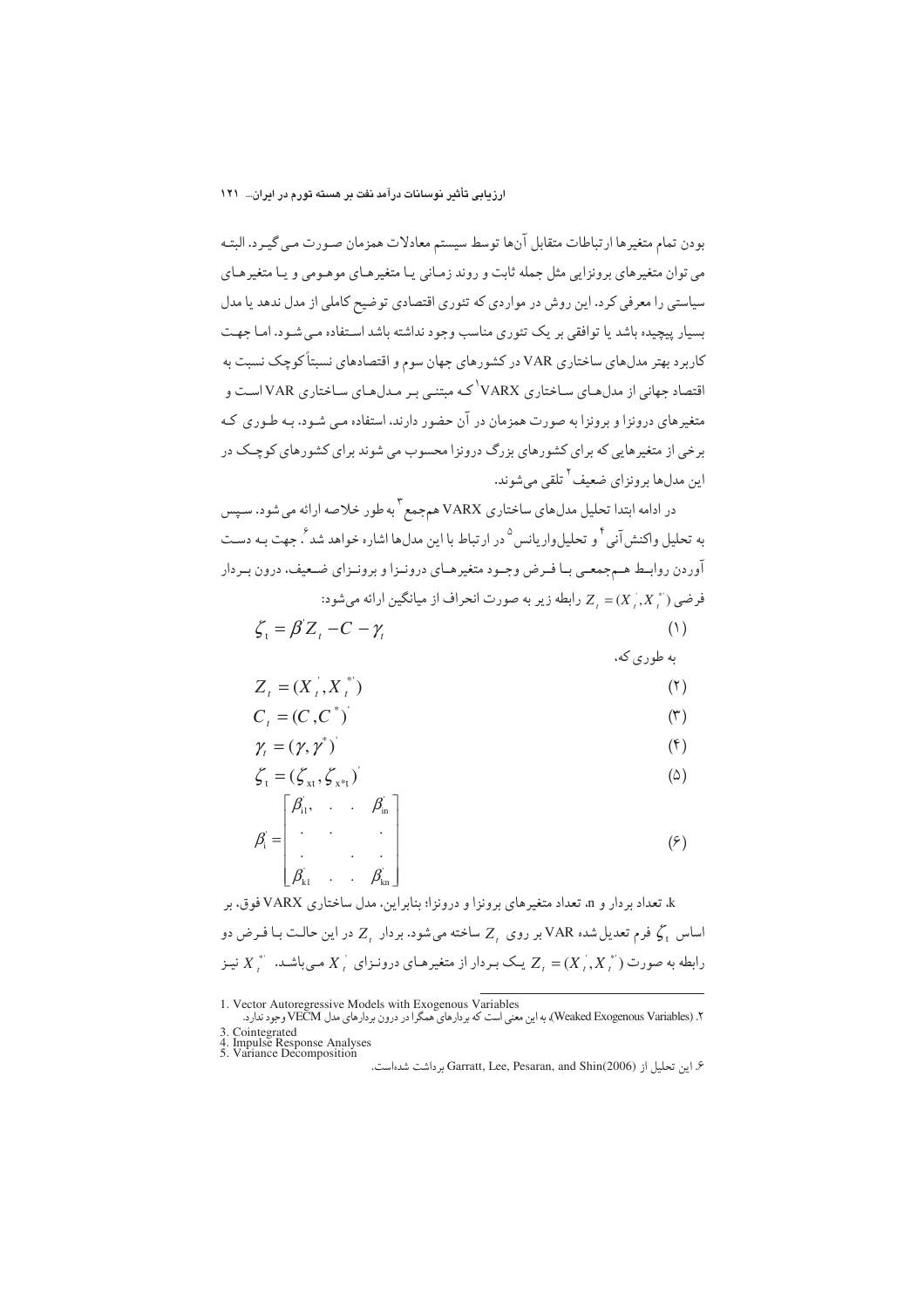بودن تمام متغیرها ارتباطات متقابل آن‌ها توسط سیستم معادلات همزمان صورت می‌گیرد. البته می‌توان متغیرهای برونزایی مثل جمله ثابت و روند زمانی یا متغیرهای موهومی و یا متغیرهای سیاستی را معرفی کرد. این روش در مواردی که تئوری اقتصادی توضیح کاملی از مدل ندهد یا مدل بسیار پیچیده باشد یا توافقی بر یک تئوری مناسب وجود نداشته باشد استفاده می‌شود. اما جهت کاربرد بهتر مدل‌های ساختاری VAR در کشورهای جهان سوم و اقتصادهای نسبتاً کوچک نسبت به اقتصاد جهانی از مدل‌های ساختاری VARX [1] که مبتنی بر مدل‌های ساختاری VAR است و متغیرهای درونزا و برونزا به صورت همزمان در آن حضور دارند، استفاده می‌شود. به طوری که برخی از متغیرهایی که برای کشورهای بزرگ درونزا محسوب می‌شوند برای کشورهای کوچک در این مدل‌ها برونزای ضعیف [2] تلقی می‌شوند.

در ادامه ابتدا تحلیل مدل‌های ساختاری VARX هم‌جمع [3] به طور خلاصه ارائه می‌شود. سپس به تحلیل واکنش‌آنی [4] و تحلیل‌واریانس [5] در ارتباط با این مدل‌ها اشاره خواهد شد [6]. جهت به دست آوردن روابط هم‌جمعی با فرض وجود متغیرهای درونزا و برونزای ضعیف، درون بردار فرضی $Z_t = (X_t^{'}, X_t^{*'})$ رابطه زیر به صورت انحراف از میانگین ارائه می‌شود:

$$\zeta_t = \beta^{'} Z_t - C - \gamma_t \tag{1}$$

به طوری که،

$$Z_t = (X_t^{'}, X_t^{*'}) \tag{2}$$

$$C_t = (C, C^{*})^{'} \tag{3}$$

$$\gamma_t = (\gamma, \gamma^{*})^{'} \tag{4}$$

$$\zeta_t = (\zeta_{xt}, \zeta_{x^{*}t})^{'} \tag{5}$$

$$\beta_i^{'} = \begin{bmatrix} \beta_{i1}^{'}, & \cdot & \cdot & \beta_{in}^{'} \\ \cdot & \cdot & & \cdot \\ \cdot & & \cdot & \cdot \\ \beta_{k1}^{'} & \cdot & \cdot & \beta_{kn}^{'} \end{bmatrix} \tag{6}$$

k، تعداد بردار و n، تعداد متغیرهای برونزا و درونزا؛ بنابراین، مدل ساختاری VARX فوق، بر اساس $\zeta_t$ فرم تعدیل شده VAR بر روی $Z_t$ ساخته می‌شود. بردار $Z_t$ در این حالت با فرض دو رابطه به صورت $Z_t = (X_t^{'}, X_t^{*'})$ یک بردار از متغیرهای درونزای $X_t^{'}$ می‌باشد. $X_t^{*'}$ نیز

---

1. Vector Autoregressive Models with Exogenous Variables
2. (Weaked Exogenous Variables)، به این معنی است که بردارهای همگرا در درون بردارهای مدل VECM وجود ندارد.
3. Cointegrated
4. Impulse Response Analyses
5. Variance Decomposition
6. این تحلیل از Garratt, Lee, Pesaran, and Shin(2006) برداشت شده‌است.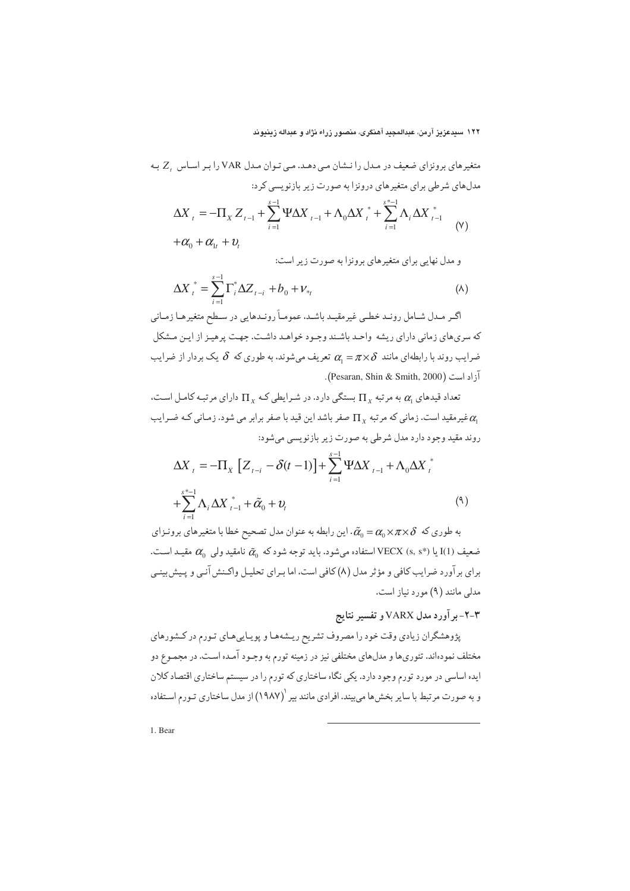متغیرهای برونزای ضعیف در مدل را نشان می دهد. می توان مدل VAR را بر اساس $Z_t$ به مدل‌های شرطی برای متغیرهای درونزا به صورت زیر بازنویسی کرد:

$$\Delta X_t = -\Pi_X Z_{t-1} + \sum_{i=1}^{s-1} \Psi \Delta X_{t-1} + \Lambda_0 \Delta X_t^* + \sum_{i=1}^{s^*-1} \Lambda_i \Delta X_{t-1}^* + \alpha_0 + \alpha_{1t} + \upsilon_t \quad (۷)$$

و مدل نهایی برای متغیرهای برونزا به صورت زیر است:

$$\Delta X_t^* = \sum_{i=1}^{s-1} \Gamma_i^* \Delta Z_{t-i} + b_0 + \nu_{*t} \quad (۸)$$

اگر مدل شامل روند خطی غیرمقید باشد، عموماً روندهایی در سطح متغیرها زمانی که سری‌های زمانی دارای ریشه واحد باشند وجود خواهد داشت. جهت پرهیز از این مشکل ضرایب روند با رابطه‌ای مانند $\alpha_1 = \pi \times \delta$ تعریف می‌شوند، به طوری که $\delta$ یک بردار از ضرایب آزاد است (Pesaran, Shin & Smith, 2000).

تعداد قیدهای $\alpha_1$ به مرتبه $\Pi_X$ بستگی دارد. در شرایطی که $\Pi_X$ دارای مرتبه کامل است، $\alpha_1$ غیرمقید است. زمانی که مرتبه $\Pi_X$ صفر باشد این قید با صفر برابر می شود. زمانی که ضرایب روند مقید وجود دارد مدل شرطی به صورت زیر بازنویسی می‌شود:

$$\Delta X_t = -\Pi_X \left[ Z_{t-i} - \delta(t-1) \right] + \sum_{i=1}^{s-1} \Psi \Delta X_{t-1} + \Lambda_0 \Delta X_t^* + \sum_{i=1}^{s^*-1} \Lambda_i \Delta X_{t-1}^* + \tilde{\alpha}_0 + \upsilon_t \quad (۹)$$

به طوری که $\tilde{\alpha}_0 = \alpha_0 \times \pi \times \delta$. این رابطه به عنوان مدل تصحیح خطا با متغیرهای برونزای ضعیف I(1) یا VECX (s, s*) استفاده می‌شود. باید توجه شود که $\tilde{\alpha}_0$ نامقید ولی $\alpha_0$ مقید است. برای برآورد ضرایب کافی و مؤثر مدل (۸) کافی است، اما برای تحلیل واکنش آنی و پیش‌بینی مدلی مانند (۹) مورد نیاز است.

### ۳-۲- برآورد مدل VARX و تفسیر نتایج

پژوهشگران زیادی وقت خود را مصروف تشریح ریشه‌ها و پویایی‌های تورم در کشورهای مختلف نموده‌اند. تئوری‌ها و مدل‌های مختلفی نیز در زمینه تورم به وجود آمده است. در مجموع دو ایده اساسی در مورد تورم وجود دارد. یکی نگاه ساختاری که تورم را در سیستم ساختاری اقتصاد کلان و به صورت مرتبط با سایر بخش‌ها می‌بیند. افرادی مانند بیر[1] (۱۹۸۷) از مدل ساختاری تورم استفاده

1. Bear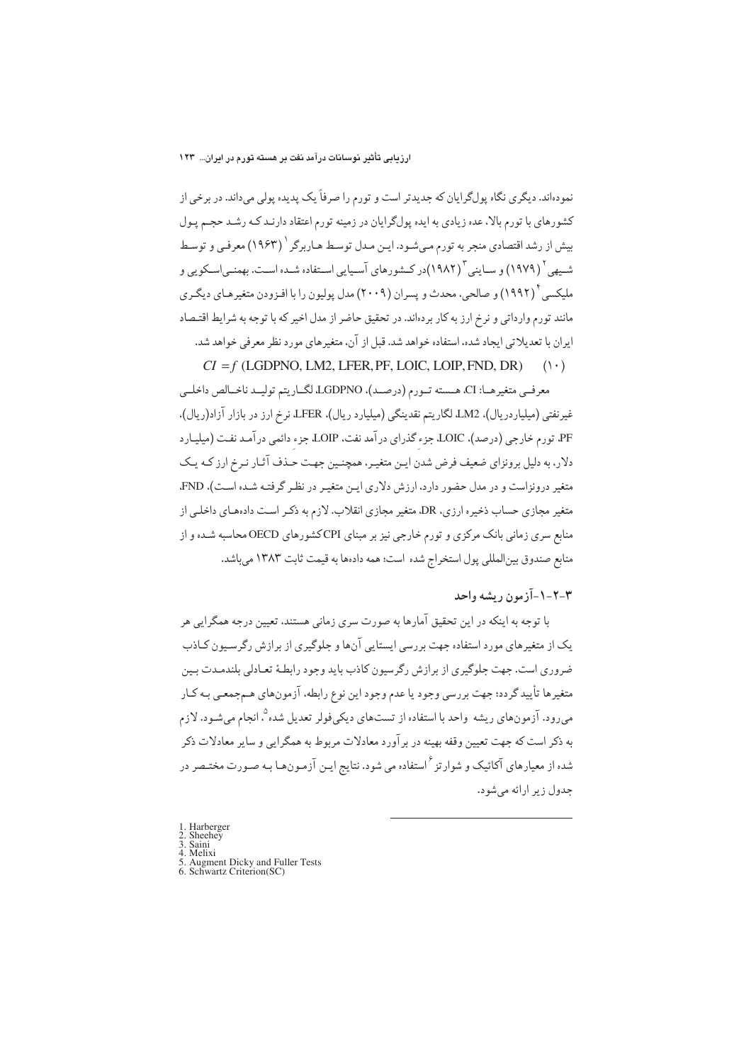نموده‌اند. دیگری نگاه پول‌گرایان که جدیدتر است و تورم را صرفاً یک پدیده پولی می‌داند. در برخی از کشورهای با تورم بالا، عده زیادی به ایده پول‌گرایان در زمینه تورم اعتقاد دارنـد کـه رشـد حجـم پـول بیش از رشد اقتصادی منجر به تورم مـی‌شـود. ایـن مـدل توسـط هـاربرگر [1] (۱۹۶۳) معرفـی و توسـط شـیهی [2] (۱۹۷۹) و سـاینی [3] (۱۹۸۲)درکـشورهای آسـیایی اسـتفاده شـده اسـت. بهمنـی‌اسـکویی و ملیکسی [4] (۱۹۹۲) و صالحی، محدث و پسران (۲۰۰۹) مدل پولیون را با افـزودن متغیرهـای دیگـری مانند تورم وارداتی و نرخ ارز به کار برده‌اند. در تحقیق حاضر از مدل اخیر که با توجه به شرایط اقتـصاد ایران با تعدیلاتی ایجاد شده، استفاده خواهد شد. قبل از آن، متغیرهای مورد نظر معرفی خواهد شد.

$$CI = f\ (\text{LGDPNO, LM2, LFER, PF, LOIC, LOIP, FND, DR}) \qquad (۱۰)$$

معرفـی متغیرهـا: CI، هـسته تـورم (درصـد)، LGDPNO، لگـاریتم تولیـد ناخـالص داخلـی غیرنفتی (میلیاردریال)، LM2، لگاریتم نقدینگی (میلیارد ریال)، LFER، نرخ ارز در بازار آزاد(ریال)، PF، تورم خارجی (درصد)، LOIC، جزء گذرای درآمد نفت، LOIP، جزء دائمی درآمـد نفـت (میلیـارد دلار، به دلیل برونزای ضعیف فرض شدن ایـن متغیـر، همچنـین جهـت حـذف آثـار نـرخ ارز کـه یـک متغیر درونزاست و در مدل حضور دارد، ارزش دلاری ایـن متغیـر در نظـر گرفتـه شـده اسـت)، FND، متغیر مجازی حساب ذخیره ارزی، DR، متغیر مجازی انقلاب. لازم به ذکر اسـت داده‌هـای داخلـی از منابع سری زمانی بانک مرکزی و تورم خارجی نیز بر مبنای CPI کشورهای OECD محاسبه شـده و از منابع صندوق بین‌المللی پول استخراج شده است؛ همه داده‌ها به قیمت ثابت ۱۳۸۳ می‌باشد.

### ۳-۲-۱-آزمون ریشه واحد

با توجه به اینکه در این تحقیق آمارها به صورت سری زمانی هستند، تعیین درجه همگرایی هر یک از متغیرهای مورد استفاده جهت بررسی ایستایی آن‌ها و جلوگیری از برازش رگرسـیون کـاذب ضروری است. جهت جلوگیری از برازش رگرسیون کاذب باید وجود رابطـهٔ تعـادلی بلندمـدت بـین متغیرها تأیید گردد؛ جهت بررسی وجود یا عدم وجود این نوع رابطه، آزمون‌های هـم‌جمعـی بـه کـار می‌رود. آزمون‌های ریشه واحد با استفاده از تست‌های دیکی‌فولر تعدیل شده [5]، انجام می‌شـود. لازم به ذکر است که جهت تعیین وقفه بهینه در برآورد معادلات مربوط به همگرایی و سایر معادلات ذکر شده از معیارهای آکائیک و شوارتز [6] استفاده می شود. نتایج ایـن آزمـون‌هـا بـه صـورت مختـصر در جدول زیر ارائه می‌شود.

---

1. Harberger
2. Sheehey
3. Saini
4. Melixi
5. Augment Dicky and Fuller Tests
6. Schwartz Criterion(SC)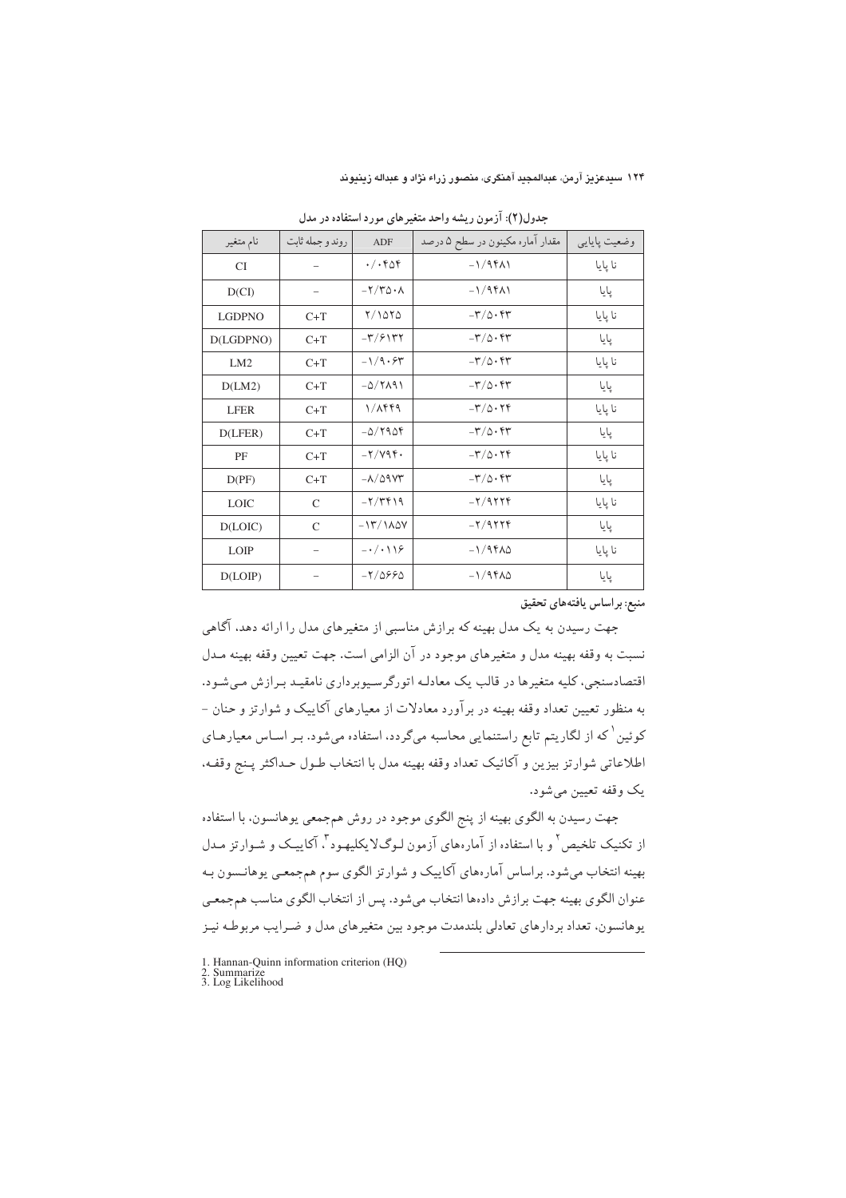جدول(۲): آزمون ریشه واحد متغیرهای مورد استفاده در مدل

| نام متغیر | روند و جمله ثابت | ADF | مقدار آماره مکینون در سطح ۵ درصد | وضعیت پایایی |
|---|---|---|---|---|
| CI | – | ۰/۰۴۵۴ | -۱/۹۴۸۱ | نا پایا |
| D(CI) | – | -۲/۳۵۰۸ | -۱/۹۴۸۱ | پایا |
| LGDPNO | C+T | ۲/۱۵۲۵ | -۳/۵۰۴۳ | نا پایا |
| D(LGDPNO) | C+T | -۳/۶۱۳۲ | -۳/۵۰۴۳ | پایا |
| LM2 | C+T | -۱/۹۰۶۳ | -۳/۵۰۴۳ | نا پایا |
| D(LM2) | C+T | -۵/۲۸۹۱ | -۳/۵۰۴۳ | پایا |
| LFER | C+T | ۱/۸۴۴۹ | -۳/۵۰۲۴ | نا پایا |
| D(LFER) | C+T | -۵/۲۹۵۴ | -۳/۵۰۴۳ | پایا |
| PF | C+T | -۲/۷۹۴۰ | -۳/۵۰۲۴ | نا پایا |
| D(PF) | C+T | -۸/۵۹۷۳ | -۳/۵۰۴۳ | پایا |
| LOIC | C | -۲/۳۴۱۹ | -۲/۹۲۲۴ | نا پایا |
| D(LOIC) | C | -۱۳/۱۸۵۷ | -۲/۹۲۲۴ | پایا |
| LOIP | – | -۰/۰۱۱۶ | -۱/۹۴۸۵ | نا پایا |
| D(LOIP) | – | -۲/۵۶۶۵ | -۱/۹۴۸۵ | پایا |

**منبع: براساس یافته‌های تحقیق**

جهت رسیدن به یک مدل بهینه که برازش مناسبی از متغیرهای مدل را ارائه دهد، آگاهی نسبت به وقفه بهینه مدل و متغیرهای موجود در آن الزامی است. جهت تعیین وقفه بهینه مدل اقتصادسنجی، کلیه متغیرها در قالب یک معادله اتورگرسیوبرداری نامقید برازش می‌شود. به منظور تعیین تعداد وقفه بهینه در برآورد معادلات از معیارهای آکاییک و شوارتز و حنان – کوئین [1] که از لگاریتم تابع راستنمایی محاسبه می‌گردد، استفاده می‌شود. بر اساس معیارهای اطلاعاتی شوارتز بیزین و آکائیک تعداد وقفه بهینه مدل با انتخاب طول حداکثر پنج وقفه، یک وقفه تعیین می‌شود.

جهت رسیدن به الگوی بهینه از پنج الگوی موجود در روش هم‌جمعی یوهانسون، با استفاده از تکنیک تلخیص [2] و با استفاده از آماره‌های آزمون لوگ‌لایکلیهود [3]، آکاییک و شوارتز مدل بهینه انتخاب می‌شود. براساس آماره‌های آکاییک و شوارتز الگوی سوم هم‌جمعی یوهانسون به عنوان الگوی بهینه جهت برازش داده‌ها انتخاب می‌شود. پس از انتخاب الگوی مناسب هم‌جمعی یوهانسون، تعداد بردارهای تعادلی بلندمدت موجود بین متغیرهای مدل و ضرایب مربوطه نیز

1. Hannan-Quinn information criterion (HQ)
2. Summarize
3. Log Likelihood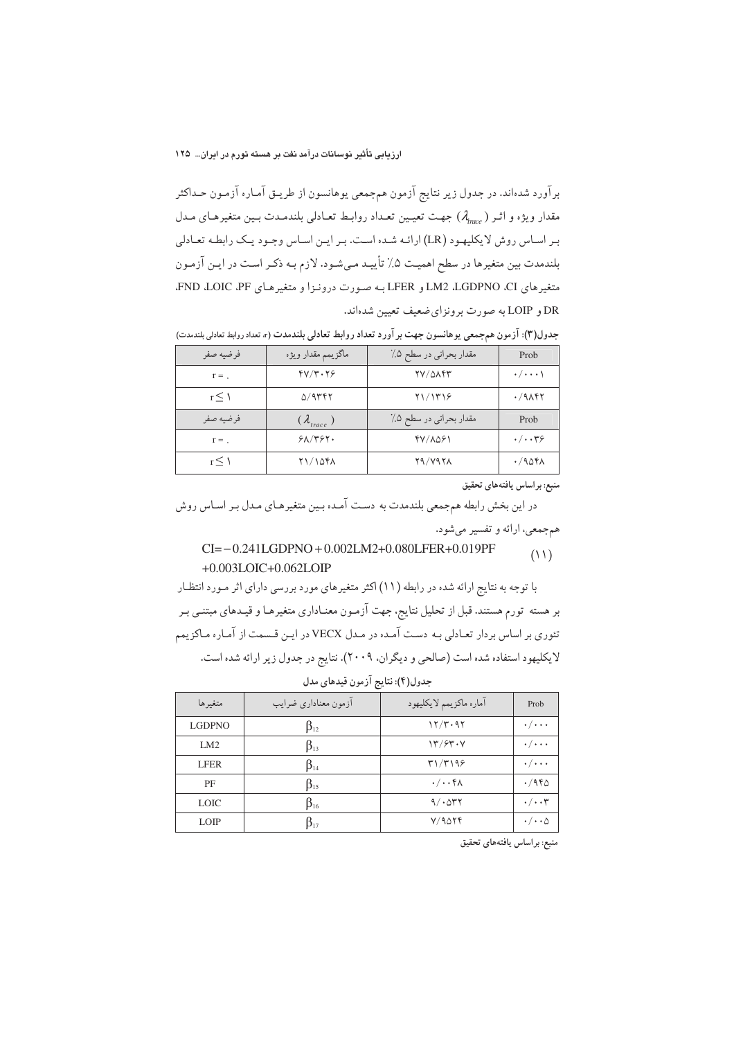برآورد شده‌اند. در جدول زیر نتایج آزمون هم‌جمعی یوهانسون از طریق آماره آزمون حداکثر مقدار ویژه و اثر ($\lambda_{trace}$) جهت تعیین تعداد روابط تعادلی بلندمدت بین متغیرهای مدل بر اساس روش لایکلیهود (LR) ارائه شده است. بر این اساس وجود یک رابطه تعادلی بلندمدت بین متغیرها در سطح اهمیت ۵٪ تأیید می‌شود. لازم به ذکر است در این آزمون متغیرهای CI، LGDPNO، LM2 و LFER به صورت درونزا و متغیرهای PF، LOIC، FND، DR و LOIP به صورت برونزای ضعیف تعیین شده‌اند.

**جدول(۳): آزمون هم‌جمعی یوهانسون جهت برآورد تعداد روابط تعادلی بلندمدت** (r: تعداد روابط تعادلی بلندمدت)

| فرضیه صفر | ماگزیمم مقدار ویژه | مقدار بحرانی در سطح ۵٪ | Prob |
|---|---|---|---|
| r = ۰ | ۴۷/۳۰۲۶ | ۲۷/۵۸۴۳ | ۰/۰۰۰۱ |
| r ≤ ۱ | ۵/۹۳۴۲ | ۲۱/۱۳۱۶ | ۰/۹۸۴۲ |
| فرضیه صفر | ($\lambda_{trace}$) | مقدار بحرانی در سطح ۵٪ | Prob |
| r = ۰ | ۶۸/۳۶۲۰ | ۴۷/۸۵۶۱ | ۰/۰۰۳۶ |
| r ≤ ۱ | ۲۱/۱۵۴۸ | ۲۹/۷۹۷۸ | ۰/۹۵۴۸ |

منبع: براساس یافته‌های تحقیق

در این بخش رابطه هم‌جمعی بلندمدت به دست آمده بین متغیرهای مدل بر اساس روش هم‌جمعی، ارائه و تفسیر می‌شود.

$$CI=-0.241LGDPNO+0.002LM2+0.080LFER+0.019PF+0.003LOIC+0.062LOIP \quad (11)$$

با توجه به نتایج ارائه شده در رابطه (۱۱) اکثر متغیرهای مورد بررسی دارای اثر مورد انتظار بر هسته تورم هستند. قبل از تحلیل نتایج، جهت آزمون معناداری متغیرها و قیدهای مبتنی بر تئوری بر اساس بردار تعادلی به دست آمده در مدل VECX در این قسمت از آماره ماکزیمم لایکلیهود استفاده شده است (صالحی و دیگران، ۲۰۰۹). نتایج در جدول زیر ارائه شده است.

**جدول(۴): نتایج آزمون قیدهای مدل**

| متغیرها | آزمون معناداری ضرایب | آماره ماکزیمم لایکلیهود | Prob |
|---|---|---|---|
| LGDPNO | $\beta_{12}$ | ۱۲/۳۰۹۲ | ۰/۰۰۰ |
| LM2 | $\beta_{13}$ | ۱۳/۶۳۰۷ | ۰/۰۰۰ |
| LFER | $\beta_{14}$ | ۳۱/۳۱۹۶ | ۰/۰۰۰ |
| PF | $\beta_{15}$ | ۰/۰۰۴۸ | ۰/۹۴۵ |
| LOIC | $\beta_{16}$ | ۹/۰۵۳۲ | ۰/۰۰۳ |
| LOIP | $\beta_{17}$ | ۷/۹۵۲۴ | ۰/۰۰۵ |

منبع: براساس یافته‌های تحقیق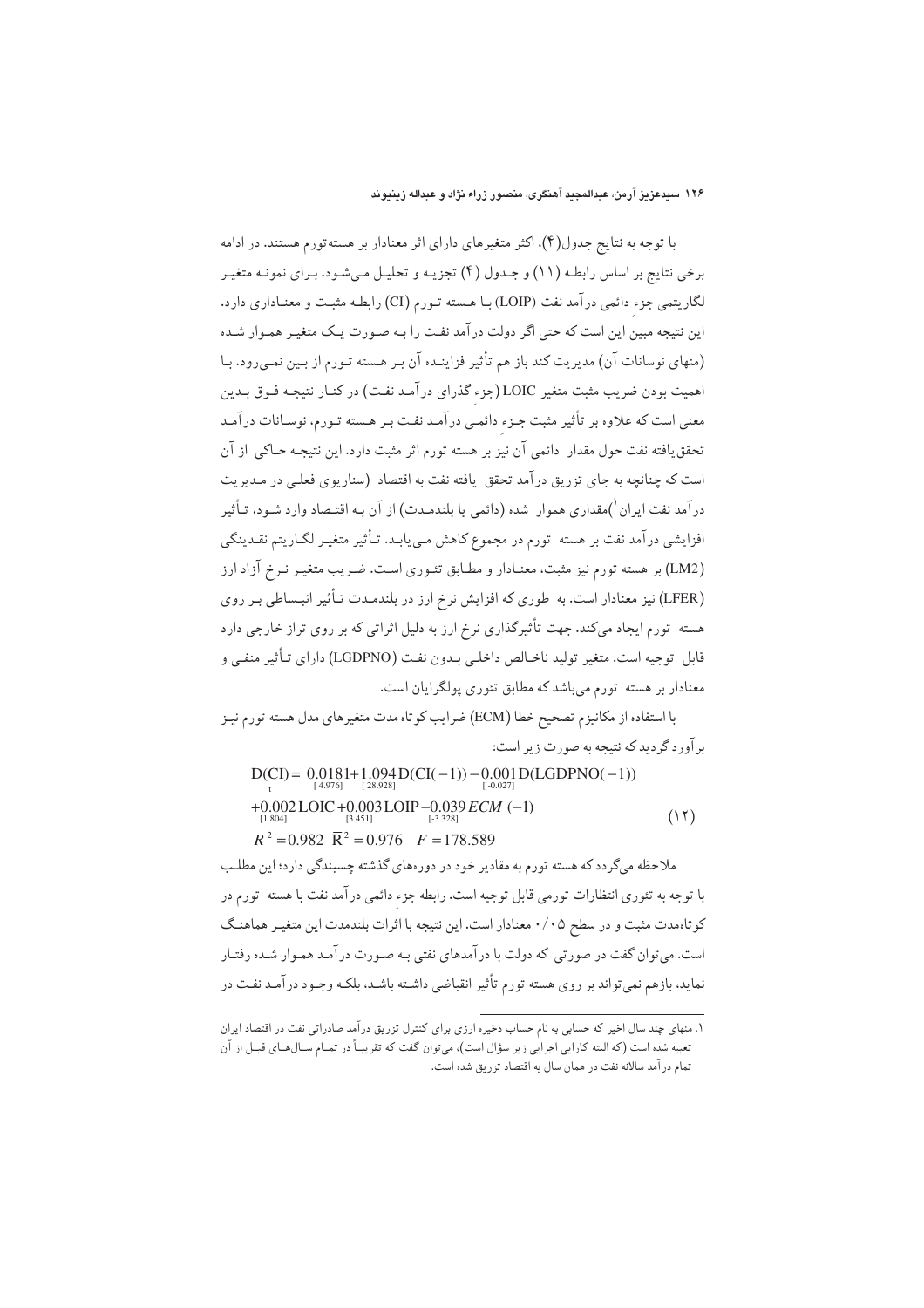با توجه به نتایج جدول(۴)، اکثر متغیرهای دارای اثر معنادار بر هسته‌تورم هستند. در ادامه برخی نتایج بر اساس رابطه (۱۱) و جدول (۴) تجزیه و تحلیل می‌شود. برای نمونه متغیر لگاریتمی جزء دائمی درآمد نفت (LOIP) با هسته تورم (CI) رابطه مثبت و معناداری دارد. این نتیجه مبین این است که حتی اگر دولت درآمد نفت را به صورت یک متغیر هموار شده (منهای نوسانات آن) مدیریت کند باز هم تأثیر فزاینده آن بر هسته تورم از بین نمی‌رود. با اهمیت بودن ضریب مثبت متغیر LOIC (جزء گذرای درآمد نفت) در کنار نتیجه فوق بدین معنی است که علاوه بر تأثیر مثبت جزء دائمی درآمد نفت بر هسته تورم، نوسانات درآمد تحقق‌یافته نفت حول مقدار دائمی آن نیز بر هسته تورم اثر مثبت دارد. این نتیجه حاکی از آن است که چنانچه به جای تزریق درآمد تحقق یافته نفت به اقتصاد (سناریوی فعلی در مدیریت درآمد نفت ایران[1])مقداری هموار شده (دائمی یا بلندمدت) از آن به اقتصاد وارد شود، تأثیر افزایشی درآمد نفت بر هسته تورم در مجموع کاهش می‌یابد. تأثیر متغیر لگاریتم نقدینگی (LM2) بر هسته تورم نیز مثبت، معنادار و مطابق تئوری است. ضریب متغیر نرخ آزاد ارز (LFER) نیز معنادار است. به طوری که افزایش نرخ ارز در بلندمدت تأثیر انبساطی بر روی هسته تورم ایجاد می‌کند. جهت تأثیرگذاری نرخ ارز به دلیل اثراتی که بر روی تراز خارجی دارد قابل توجیه است. متغیر تولید ناخالص داخلی بدون نفت (LGDPNO) دارای تأثیر منفی و معنادار بر هسته تورم می‌باشد که مطابق تئوری پولگرایان است.

با استفاده از مکانیزم تصحیح خطا (ECM) ضرایب کوتاه‌مدت متغیرهای مدل هسته تورم نیز برآورد گردید که نتیجه به صورت زیر است:

$$
\begin{aligned}
D(CI)_t &= \underset{[4.976]}{0.0181} + \underset{[28.928]}{1.094}\,D(CI(-1)) - \underset{[-0.027]}{0.001}\,D(LGDPNO(-1)) \\
&+ \underset{[1.804]}{0.002}\,LOIC + \underset{[3.451]}{0.003}\,LOIP - \underset{[-3.328]}{0.039}\,ECM(-1) \qquad (12) \\
R^2 &= 0.982 \quad \bar{R}^2 = 0.976 \quad F = 178.589
\end{aligned}
$$

ملاحظه می‌گردد که هسته تورم به مقادیر خود در دوره‌های گذشته چسبندگی دارد؛ این مطلب با توجه به تئوری انتظارات تورمی قابل توجیه است. رابطه جزء دائمی درآمد نفت با هسته تورم در کوتاه‌مدت مثبت و در سطح ۰/۰۵ معنادار است. این نتیجه با اثرات بلندمدت این متغیر هماهنگ است. می‌توان گفت در صورتی که دولت با درآمدهای نفتی به صورت درآمد هموار شده رفتار نماید، بازهم نمی‌تواند بر روی هسته تورم تأثیر انقباضی داشته باشد، بلکه وجود درآمد نفت در

---

[1]. منهای چند سال اخیر که حسابی به نام حساب ذخیره ارزی برای کنترل تزریق درآمد صادراتی نفت در اقتصاد ایران تعبیه شده است (که البته کارایی اجرایی زیر سؤال است)، می‌توان گفت که تقریباً در تمام سال‌های قبل از آن تمام درآمد سالانه نفت در همان سال به اقتصاد تزریق شده است.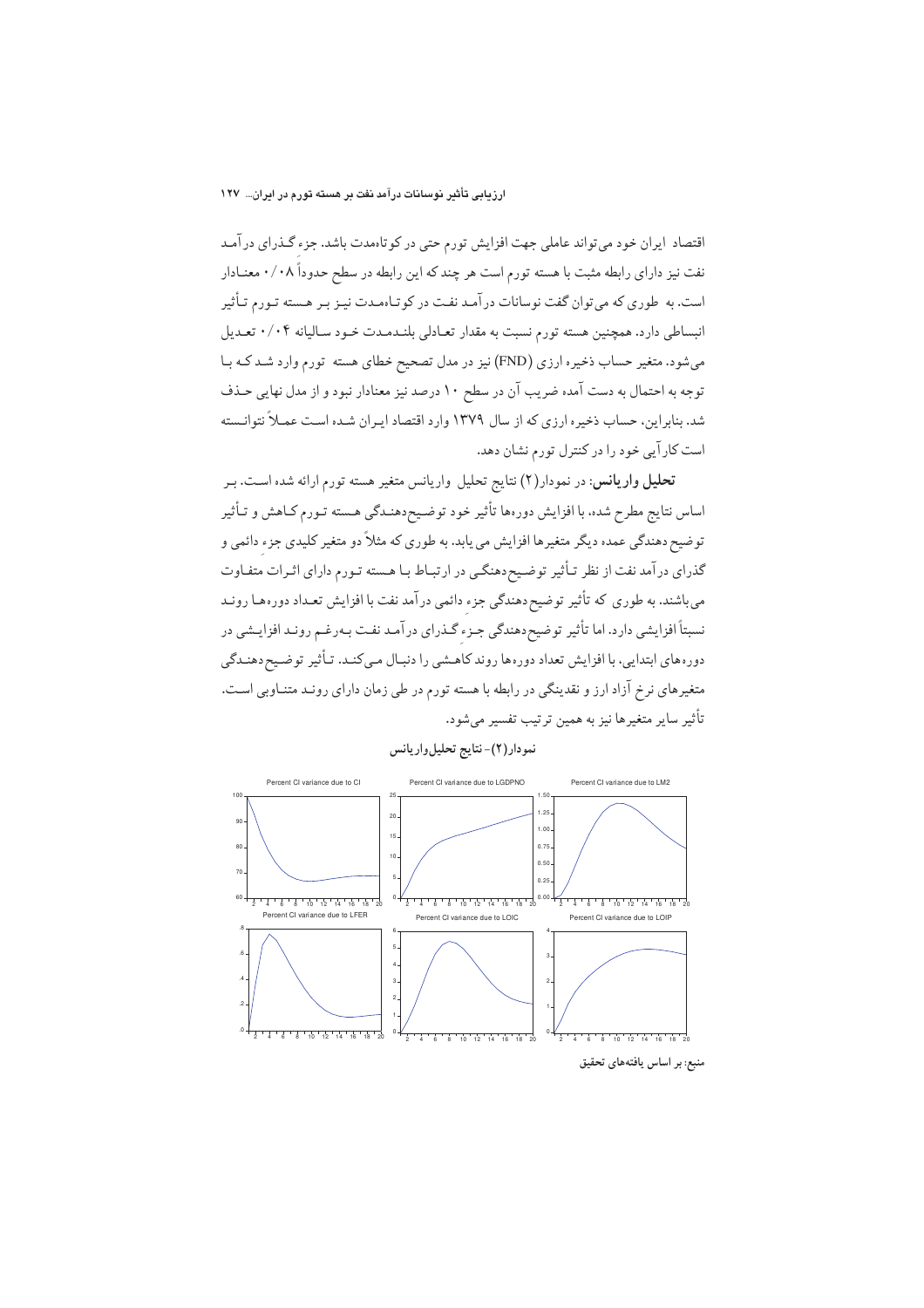اقتصاد ایران خود می‌تواند عاملی جهت افزایش تورم حتی در کوتاه‌مدت باشد. جزء گـذرای درآمـد نفت نیز دارای رابطه مثبت با هسته تورم است هر چند که این رابطه در سطح حدوداً ۰/۰۸ معنـادار است. به طوری که می‌توان گفت نوسانات درآمـد نفـت در کوتـاه‌مـدت نیـز بـر هـسته تـورم تـأثیر انبساطی دارد. همچنین هسته تورم نسبت به مقدار تعـادلی بلنـدمـدت خـود سـالیانه ۰/۰۴ تعـدیل می‌شود. متغیر حساب ذخیره ارزی (FND) نیز در مدل تصحیح خطای هسته تورم وارد شـد کـه بـا توجه به احتمال به دست آمده ضریب آن در سطح ۱۰ درصد نیز معنادار نبود و از مدل نهایی حـذف شد. بنابراین، حساب ذخیره ارزی که از سال ۱۳۷۹ وارد اقتصاد ایـران شـده اسـت عمـلاً نتوانـسته است کارآیی خود را در کنترل تورم نشان دهد.

**تحلیل واریانس**: در نمودار(۲) نتایج تحلیل واریانس متغیر هسته تورم ارائه شده اسـت. بـر اساس نتایج مطرح شده، با افزایش دوره‌ها تأثیر خود توضیح‌دهنـدگی هـسته تـورم کـاهش و تـأثیر توضیح دهندگی عمده دیگر متغیرها افزایش می‌یابد. به طوری که مثلاً دو متغیر کلیدی جزء دائمی و گذرای درآمد نفت از نظر تـأثیر توضـیح‌دهنگـی در ارتبـاط بـا هـسته تـورم دارای اثـرات متفـاوت می‌باشند. به طوری که تأثیر توضیح‌دهندگی جزء دائمی درآمد نفت با افزایش تعـداد دوره‌هـا رونـد نسبتاً افزایشی دارد. اما تأثیر توضیح‌دهندگی جـزء گـذرای درآمـد نفـت بـه‌رغـم رونـد افزایـشی در دوره‌های ابتدایی، با افزایش تعداد دوره‌ها روند کاهشی را دنبـال مـی‌کنـد. تـأثیر توضـیح‌دهنـدگی متغیرهای نرخ آزاد ارز و نقدینگی در رابطه با هسته تورم در طی زمان دارای رونـد متنـاوبی اسـت. تأثیر سایر متغیرها نیز به همین ترتیب تفسیر می‌شود.

**نمودار(۲)- نتایج تحلیل‌واریانس**

Percent CI variance due to CI | Percent CI variance due to LGDPNO | Percent CI variance due to LM2

Percent CI variance due to LFER | Percent CI variance due to LOIC | Percent CI variance due to LOIP

**منبع: بر اساس یافته‌های تحقیق**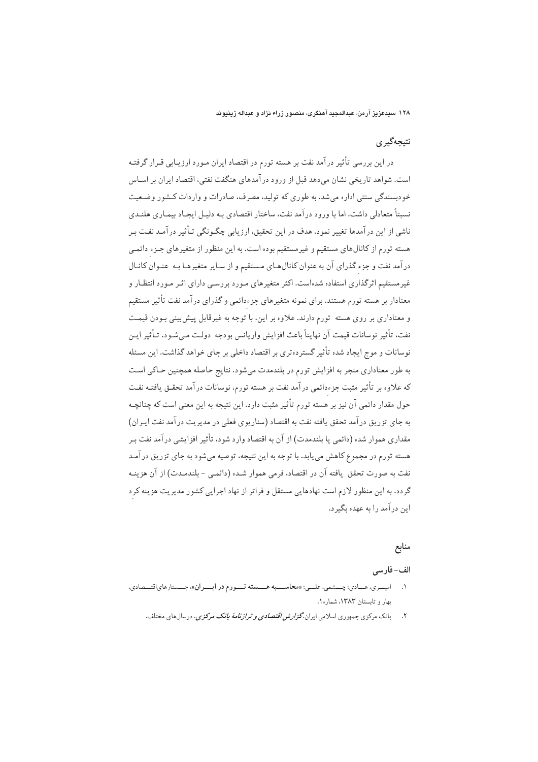## نتیجه‌گیری

در این بررسی تأثیر درآمد نفت بر هسته تورم در اقتصاد ایران مورد ارزیابی قرار گرفته است. شواهد تاریخی نشان می‌دهد قبل از ورود درآمدهای هنگفت نفتی، اقتصاد ایران بر اساس خودبسندگی سنتی اداره می‌شد. به طوری که تولید، مصرف، صادرات و واردات کشور وضعیت نسبتاً متعادلی داشت. اما با ورود درآمد نفت، ساختار اقتصادی بـه دلیـل ایجـاد بیمـاری هلنـدی ناشی از این درآمدها تغییر نمود. هدف در این تحقیق، ارزیابی چگونگی تـأثیر درآمـد نفـت بـر هسته تورم از کانال‌های مستقیم و غیرمستقیم بوده است. به این منظور از متغیرهای جـزء دائمـی درآمد نفت و جزء گذرای آن به عنوان کانال‌هـای مـستقیم و از سـایر متغیرهـا بـه عنـوان کانـال غیرمستقیم اثرگذاری استفاده شده‌است. اکثر متغیرهای مـورد بررسـی دارای اثـر مـورد انتظـار و معنادار بر هسته تورم هستند. برای نمونه متغیرهای جزء‌دائمی و گذرای درآمد نفت تأثیر مستقیم و معناداری بر روی هسته تورم دارند. علاوه بر این، با توجه به غیرقابل پیش‌بینی بـودن قیمـت نفت، تأثیر نوسانات قیمت آن نهایتاً باعث افزایش واریانس بودجه دولـت مـی‌شـود. تـأثیر ایـن نوسانات و موج ایجاد شده تأثیر گسترده‌تری بر اقتصاد داخلی بر جای خواهد گذاشت. این مسئله به طور معناداری منجر به افزایش تورم در بلندمدت می‌شود. نتایج حاصله همچنین حـاکی اسـت که علاوه بر تأثیر مثبت جزء‌دائمی درآمد نفت بر هسته تورم، نوسانات درآمد تحقـق یافتـه نفـت حول مقدار دائمی آن نیز بر هسته تورم تأثیر مثبت دارد. این نتیجه به این معنی است که چنانچـه به جای تزریق درآمد تحقق یافته نفت به اقتصاد (سناریوی فعلی در مدیریت درآمد نفت ایـران) مقداری هموار شده (دائمی یا بلندمدت) از آن به اقتصاد وارد شود، تأثیر افزایشی درآمد نفت بـر هسته تورم در مجموع کاهش می‌یابد. با توجه به این نتیجه، توصیه می‌شود به جای تزریق درآمـد نفت به صورت تحقق یافته آن در اقتصاد، فرمی هموار شـده (دائمـی - بلندمـدت) از آن هزینـه گردد. به این منظور لازم است نهادهایی مستقل و فراتر از نهاد اجرایی کشور مدیریت هزینه کرد این درآمد را به عهده بگیرد.

## منابع

### الف- فارسی

۱. امیـری، هـادی؛ چـشمی، علـی؛ «**محاسـبه هـسته تـورم در ایـران**»، جـستارهای‌اقتـصادی، بهار و تابستان ۱۳۸۳، شماره۱.

۲. بانک مرکزی جمهوری اسلامی ایران، ***گزارش اقتصادی و ترازنامهٔ بانک مرکزی***، درسال‌های مختلف.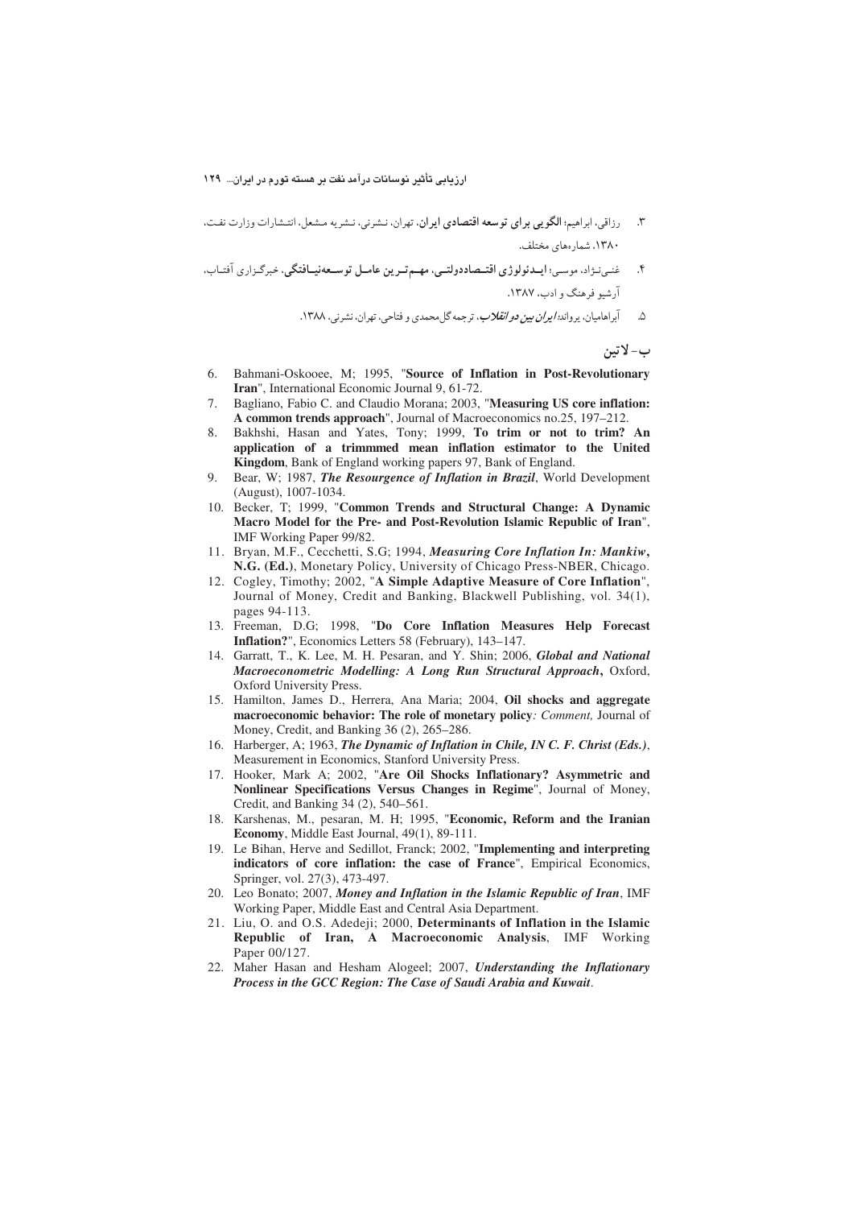۳. رزاقی، ابراهیم؛ **الگویی برای توسعه اقتصادی ایران**، تهران، نشرنی، نشریه مشعل، انتشارات وزارت نفت، ۱۳۸۰، شماره‌های مختلف.

۴. غنی‌نژاد، موسی؛ **ایدئولوژی اقتصاددولتی، مهم‌ترین عامل توسعه‌نیافتگی**، خبرگزاری آفتاب، آرشیو فرهنگ و ادب، ۱۳۸۷.

۵. آبراهامیان، یرواند؛ ***ایران بین دو انقلاب***، ترجمه گل‌محمدی و فتاحی، تهران، نشرنی، ۱۳۸۸.

## ب- لاتین

6. Bahmani-Oskooee, M; 1995, "**Source of Inflation in Post-Revolutionary Iran**", International Economic Journal 9, 61-72.
7. Bagliano, Fabio C. and Claudio Morana; 2003, "**Measuring US core inflation: A common trends approach**", Journal of Macroeconomics no.25, 197–212.
8. Bakhshi, Hasan and Yates, Tony; 1999, **To trim or not to trim? An application of a trimmmed mean inflation estimator to the United Kingdom**, Bank of England working papers 97, Bank of England.
9. Bear, W; 1987, ***The Resourgence of Inflation in Brazil***, World Development (August), 1007-1034.
10. Becker, T; 1999, "**Common Trends and Structural Change: A Dynamic Macro Model for the Pre- and Post-Revolution Islamic Republic of Iran**", IMF Working Paper 99/82.
11. Bryan, M.F., Cecchetti, S.G; 1994, ***Measuring Core Inflation In: Mankiw, N.G. (Ed.)***, Monetary Policy, University of Chicago Press-NBER, Chicago.
12. Cogley, Timothy; 2002, "**A Simple Adaptive Measure of Core Inflation**", Journal of Money, Credit and Banking, Blackwell Publishing, vol. 34(1), pages 94-113.
13. Freeman, D.G; 1998, "**Do Core Inflation Measures Help Forecast Inflation?**", Economics Letters 58 (February), 143–147.
14. Garratt, T., K. Lee, M. H. Pesaran, and Y. Shin; 2006, ***Global and National Macroeconometric Modelling: A Long Run Structural Approach***, Oxford, Oxford University Press.
15. Hamilton, James D., Herrera, Ana Maria; 2004, **Oil shocks and aggregate macroeconomic behavior: The role of monetary policy***: Comment,* Journal of Money, Credit, and Banking 36 (2), 265–286.
16. Harberger, A; 1963, ***The Dynamic of Inflation in Chile, IN C. F. Christ (Eds.)***, Measurement in Economics, Stanford University Press.
17. Hooker, Mark A; 2002, "**Are Oil Shocks Inflationary? Asymmetric and Nonlinear Specifications Versus Changes in Regime**", Journal of Money, Credit, and Banking 34 (2), 540–561.
18. Karshenas, M., pesaran, M. H; 1995, "**Economic, Reform and the Iranian Economy**, Middle East Journal, 49(1), 89-111.
19. Le Bihan, Herve and Sedillot, Franck; 2002, "**Implementing and interpreting indicators of core inflation: the case of France**", Empirical Economics, Springer, vol. 27(3), 473-497.
20. Leo Bonato; 2007, ***Money and Inflation in the Islamic Republic of Iran***, IMF Working Paper, Middle East and Central Asia Department.
21. Liu, O. and O.S. Adedeji; 2000, **Determinants of Inflation in the Islamic Republic of Iran, A Macroeconomic Analysis**, IMF Working Paper 00/127.
22. Maher Hasan and Hesham Alogeel; 2007, ***Understanding the Inflationary Process in the GCC Region: The Case of Saudi Arabia and Kuwait***.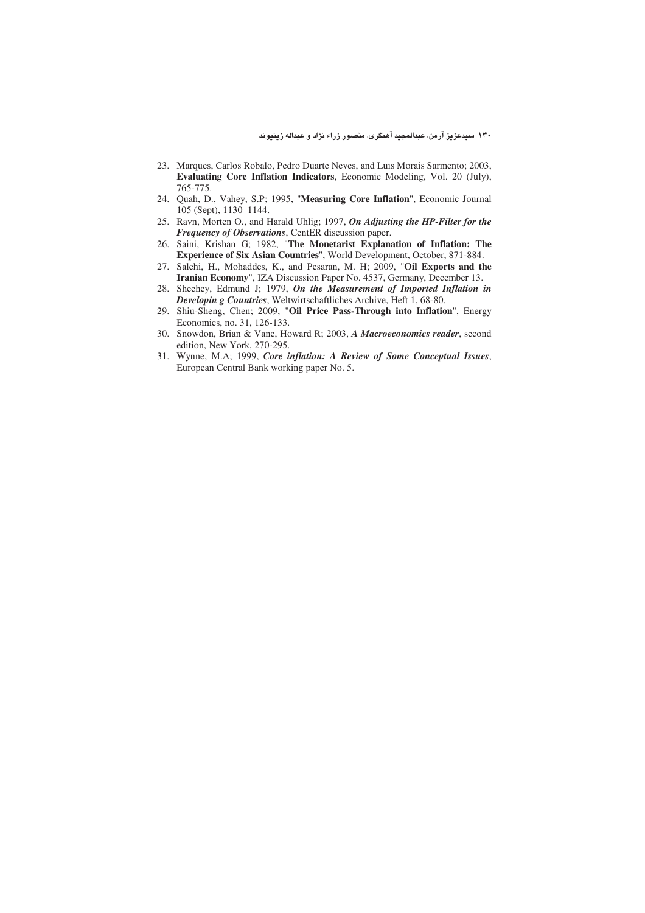23. Marques, Carlos Robalo, Pedro Duarte Neves, and Luıs Morais Sarmento; 2003, **Evaluating Core Inflation Indicators**, Economic Modeling, Vol. 20 (July), 765-775.
24. Quah, D., Vahey, S.P; 1995, "**Measuring Core Inflation**", Economic Journal 105 (Sept), 1130–1144.
25. Ravn, Morten O., and Harald Uhlig; 1997, ***On Adjusting the HP-Filter for the Frequency of Observations***, CentER discussion paper.
26. Saini, Krishan G; 1982, "**The Monetarist Explanation of Inflation: The Experience of Six Asian Countries**", World Development, October, 871-884.
27. Salehi, H., Mohaddes, K., and Pesaran, M. H; 2009, "**Oil Exports and the Iranian Economy**", IZA Discussion Paper No. 4537, Germany, December 13.
28. Sheehey, Edmund J; 1979, ***On the Measurement of Imported Inflation in Developin g Countries***, Weltwirtschaftliches Archive, Heft 1, 68-80.
29. Shiu-Sheng, Chen; 2009, "**Oil Price Pass-Through into Inflation**", Energy Economics, no. 31, 126-133.
30. Snowdon, Brian & Vane, Howard R; 2003, ***A Macroeconomics reader***, second edition, New York, 270-295.
31. Wynne, M.A; 1999, ***Core inflation: A Review of Some Conceptual Issues***, European Central Bank working paper No. 5.